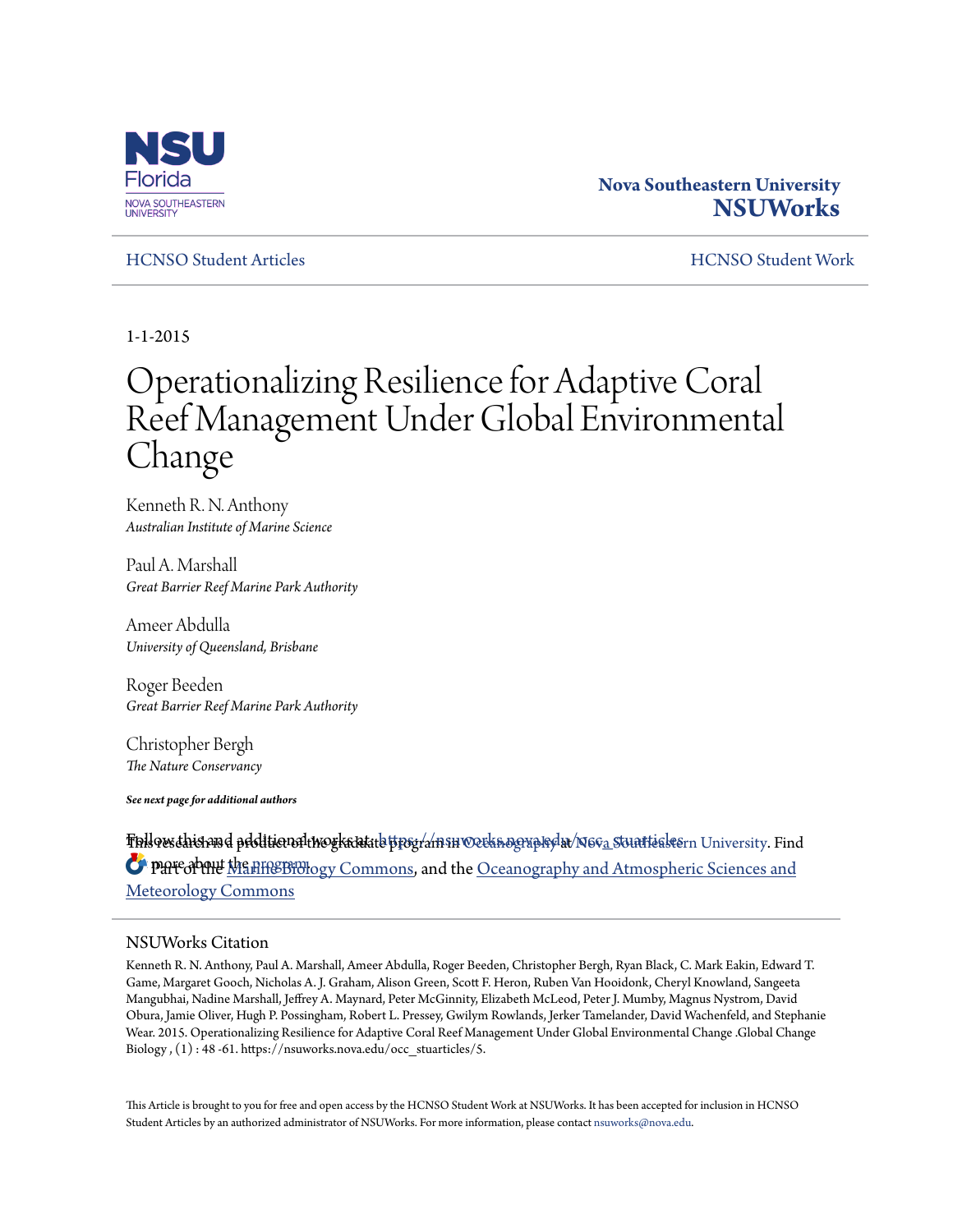**Nova Southeastern University**
**NSUWorks**

HCNSO Student Articles | HCNSO Student Work

1-1-2015

# Operationalizing Resilience for Adaptive Coral Reef Management Under Global Environmental Change

Kenneth R. N. Anthony
*Australian Institute of Marine Science*

Paul A. Marshall
*Great Barrier Reef Marine Park Authority*

Ameer Abdulla
*University of Queensland, Brisbane*

Roger Beeden
*Great Barrier Reef Marine Park Authority*

Christopher Bergh
*The Nature Conservancy*

***See next page for additional authors***

This research is a product of the graduate program in Oceanography at Nova Southeastern University. Find more about the program.

Follow this and additional works at: https://nsuworks.nova.edu/occ_stuarticles

Part of the Marine Biology Commons, and the Oceanography and Atmospheric Sciences and Meteorology Commons

## NSUWorks Citation

Kenneth R. N. Anthony, Paul A. Marshall, Ameer Abdulla, Roger Beeden, Christopher Bergh, Ryan Black, C. Mark Eakin, Edward T. Game, Margaret Gooch, Nicholas A. J. Graham, Alison Green, Scott F. Heron, Ruben Van Hooidonk, Cheryl Knowland, Sangeeta Mangubhai, Nadine Marshall, Jeffrey A. Maynard, Peter McGinnity, Elizabeth McLeod, Peter J. Mumby, Magnus Nystrom, David Obura, Jamie Oliver, Hugh P. Possingham, Robert L. Pressey, Gwilym Rowlands, Jerker Tamelander, David Wachenfeld, and Stephanie Wear. 2015. Operationalizing Resilience for Adaptive Coral Reef Management Under Global Environmental Change .Global Change Biology , (1) : 48 -61. https://nsuworks.nova.edu/occ_stuarticles/5.

This Article is brought to you for free and open access by the HCNSO Student Work at NSUWorks. It has been accepted for inclusion in HCNSO Student Articles by an authorized administrator of NSUWorks. For more information, please contact nsuworks@nova.edu.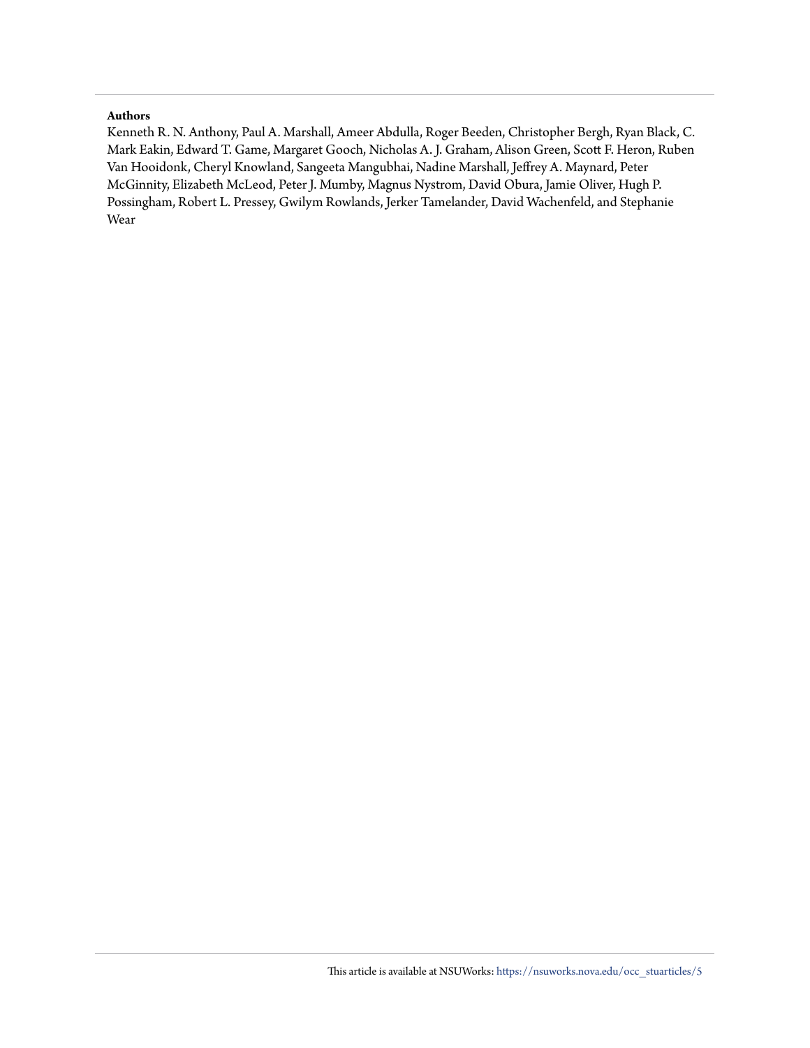**Authors**

Kenneth R. N. Anthony, Paul A. Marshall, Ameer Abdulla, Roger Beeden, Christopher Bergh, Ryan Black, C. Mark Eakin, Edward T. Game, Margaret Gooch, Nicholas A. J. Graham, Alison Green, Scott F. Heron, Ruben Van Hooidonk, Cheryl Knowland, Sangeeta Mangubhai, Nadine Marshall, Jeffrey A. Maynard, Peter McGinnity, Elizabeth McLeod, Peter J. Mumby, Magnus Nystrom, David Obura, Jamie Oliver, Hugh P. Possingham, Robert L. Pressey, Gwilym Rowlands, Jerker Tamelander, David Wachenfeld, and Stephanie Wear

This article is available at NSUWorks: https://nsuworks.nova.edu/occ_stuarticles/5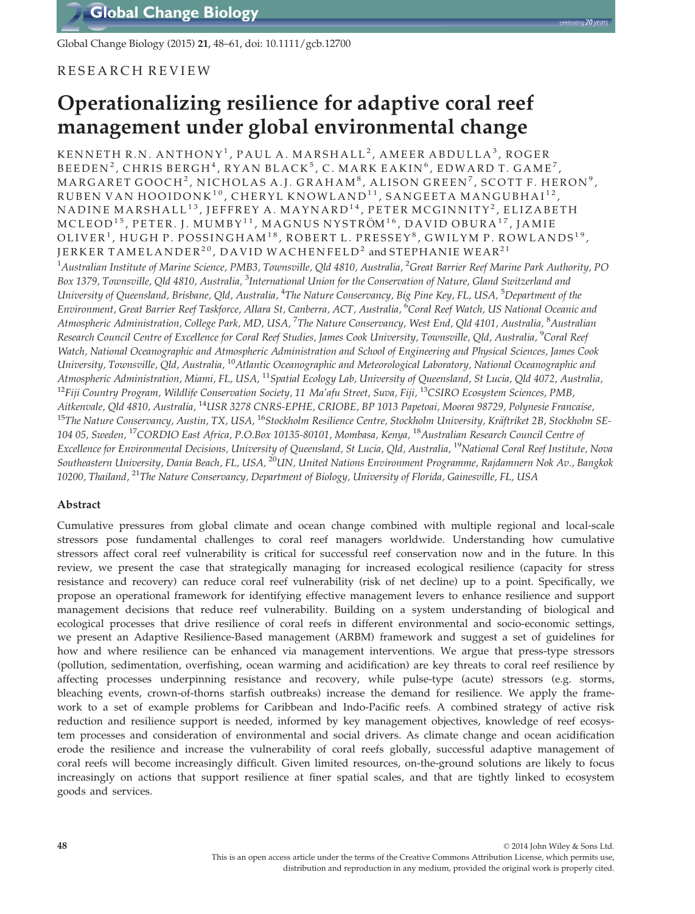RESEARCH REVIEW

# Operationalizing resilience for adaptive coral reef management under global environmental change

KENNETH R.N. ANTHONY[1], PAUL A. MARSHALL[2], AMEER ABDULLA[3], ROGER BEEDEN[2], CHRIS BERGH[4], RYAN BLACK[5], C. MARK EAKIN[6], EDWARD T. GAME[7], MARGARET GOOCH[2], NICHOLAS A.J. GRAHAM[8], ALISON GREEN[7], SCOTT F. HERON[9], RUBEN VAN HOOIDONK[10], CHERYL KNOWLAND[11], SANGEETA MANGUBHAI[12], NADINE MARSHALL[13], JEFFREY A. MAYNARD[14], PETER MCGINNITY[2], ELIZABETH MCLEOD[15], PETER. J. MUMBY[11], MAGNUS NYSTRÖM[16], DAVID OBURA[17], JAMIE OLIVER[1], HUGH P. POSSINGHAM[18], ROBERT L. PRESSEY[8], GWILYM P. ROWLANDS[19], JERKER TAMELANDER[20], DAVID WACHENFELD[2] and STEPHANIE WEAR[21]

[1]*Australian Institute of Marine Science, PMB3, Townsville, Qld 4810, Australia,* [2]*Great Barrier Reef Marine Park Authority, PO Box 1379, Townsville, Qld 4810, Australia,* [3]*International Union for the Conservation of Nature, Gland Switzerland and University of Queensland, Brisbane, Qld, Australia,* [4]*The Nature Conservancy, Big Pine Key, FL, USA,* [5]*Department of the Environment, Great Barrier Reef Taskforce, Allara St, Canberra, ACT, Australia,* [6]*Coral Reef Watch, US National Oceanic and Atmospheric Administration, College Park, MD, USA,* [7]*The Nature Conservancy, West End, Qld 4101, Australia,* [8]*Australian Research Council Centre of Excellence for Coral Reef Studies, James Cook University, Townsville, Qld, Australia,* [9]*Coral Reef Watch, National Oceanographic and Atmospheric Administration and School of Engineering and Physical Sciences, James Cook University, Townsville, Qld, Australia,* [10]*Atlantic Oceanographic and Meteorological Laboratory, National Oceanographic and Atmospheric Administration, Miami, FL, USA,* [11]*Spatial Ecology Lab, University of Queensland, St Lucia, Qld 4072, Australia,* [12]*Fiji Country Program, Wildlife Conservation Society, 11 Ma'afu Street, Suva, Fiji,* [13]*CSIRO Ecosystem Sciences, PMB, Aitkenvale, Qld 4810, Australia,* [14]*USR 3278 CNRS-EPHE, CRIOBE, BP 1013 Papetoai, Moorea 98729, Polynesie Francaise,* [15]*The Nature Conservancy, Austin, TX, USA,* [16]*Stockholm Resilience Centre, Stockholm University, Kräftriket 2B, Stockholm SE-104 05, Sweden,* [17]*CORDIO East Africa, P.O.Box 10135-80101, Mombasa, Kenya,* [18]*Australian Research Council Centre of Excellence for Environmental Decisions, University of Queensland, St Lucia, Qld, Australia,* [19]*National Coral Reef Institute, Nova Southeastern University, Dania Beach, FL, USA,* [20]*UN, United Nations Environment Programme, Rajdamnern Nok Av., Bangkok 10200, Thailand,* [21]*The Nature Conservancy, Department of Biology, University of Florida, Gainesville, FL, USA*

## Abstract

Cumulative pressures from global climate and ocean change combined with multiple regional and local-scale stressors pose fundamental challenges to coral reef managers worldwide. Understanding how cumulative stressors affect coral reef vulnerability is critical for successful reef conservation now and in the future. In this review, we present the case that strategically managing for increased ecological resilience (capacity for stress resistance and recovery) can reduce coral reef vulnerability (risk of net decline) up to a point. Specifically, we propose an operational framework for identifying effective management levers to enhance resilience and support management decisions that reduce reef vulnerability. Building on a system understanding of biological and ecological processes that drive resilience of coral reefs in different environmental and socio-economic settings, we present an Adaptive Resilience-Based management (ARBM) framework and suggest a set of guidelines for how and where resilience can be enhanced via management interventions. We argue that press-type stressors (pollution, sedimentation, overfishing, ocean warming and acidification) are key threats to coral reef resilience by affecting processes underpinning resistance and recovery, while pulse-type (acute) stressors (e.g. storms, bleaching events, crown-of-thorns starfish outbreaks) increase the demand for resilience. We apply the framework to a set of example problems for Caribbean and Indo-Pacific reefs. A combined strategy of active risk reduction and resilience support is needed, informed by key management objectives, knowledge of reef ecosystem processes and consideration of environmental and social drivers. As climate change and ocean acidification erode the resilience and increase the vulnerability of coral reefs globally, successful adaptive management of coral reefs will become increasingly difficult. Given limited resources, on-the-ground solutions are likely to focus increasingly on actions that support resilience at finer spatial scales, and that are tightly linked to ecosystem goods and services.

© 2014 John Wiley & Sons Ltd.
This is an open access article under the terms of the Creative Commons Attribution License, which permits use, distribution and reproduction in any medium, provided the original work is properly cited.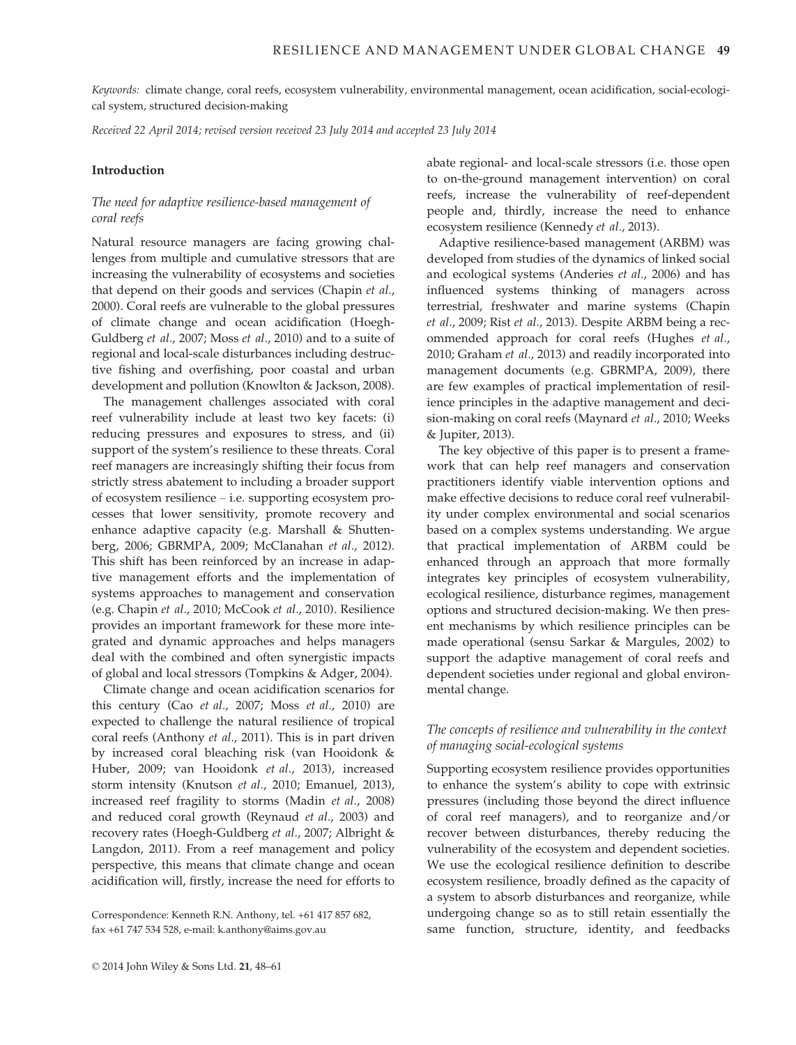*Keywords:* climate change, coral reefs, ecosystem vulnerability, environmental management, ocean acidification, social-ecological system, structured decision-making

*Received 22 April 2014; revised version received 23 July 2014 and accepted 23 July 2014*

## Introduction

### *The need for adaptive resilience-based management of coral reefs*

Natural resource managers are facing growing challenges from multiple and cumulative stressors that are increasing the vulnerability of ecosystems and societies that depend on their goods and services (Chapin *et al.*, 2000). Coral reefs are vulnerable to the global pressures of climate change and ocean acidification (Hoegh-Guldberg *et al.*, 2007; Moss *et al.*, 2010) and to a suite of regional and local-scale disturbances including destructive fishing and overfishing, poor coastal and urban development and pollution (Knowlton & Jackson, 2008).

The management challenges associated with coral reef vulnerability include at least two key facets: (i) reducing pressures and exposures to stress, and (ii) support of the system's resilience to these threats. Coral reef managers are increasingly shifting their focus from strictly stress abatement to including a broader support of ecosystem resilience – i.e. supporting ecosystem processes that lower sensitivity, promote recovery and enhance adaptive capacity (e.g. Marshall & Shuttenberg, 2006; GBRMPA, 2009; McClanahan *et al.*, 2012). This shift has been reinforced by an increase in adaptive management efforts and the implementation of systems approaches to management and conservation (e.g. Chapin *et al.*, 2010; McCook *et al.*, 2010). Resilience provides an important framework for these more integrated and dynamic approaches and helps managers deal with the combined and often synergistic impacts of global and local stressors (Tompkins & Adger, 2004).

Climate change and ocean acidification scenarios for this century (Cao *et al.*, 2007; Moss *et al.*, 2010) are expected to challenge the natural resilience of tropical coral reefs (Anthony *et al.*, 2011). This is in part driven by increased coral bleaching risk (van Hooidonk & Huber, 2009; van Hooidonk *et al.*, 2013), increased storm intensity (Knutson *et al.*, 2010; Emanuel, 2013), increased reef fragility to storms (Madin *et al.*, 2008) and reduced coral growth (Reynaud *et al.*, 2003) and recovery rates (Hoegh-Guldberg *et al.*, 2007; Albright & Langdon, 2011). From a reef management and policy perspective, this means that climate change and ocean acidification will, firstly, increase the need for efforts to abate regional- and local-scale stressors (i.e. those open to on-the-ground management intervention) on coral reefs, increase the vulnerability of reef-dependent people and, thirdly, increase the need to enhance ecosystem resilience (Kennedy *et al.*, 2013).

Adaptive resilience-based management (ARBM) was developed from studies of the dynamics of linked social and ecological systems (Anderies *et al.*, 2006) and has influenced systems thinking of managers across terrestrial, freshwater and marine systems (Chapin *et al.*, 2009; Rist *et al.*, 2013). Despite ARBM being a recommended approach for coral reefs (Hughes *et al.*, 2010; Graham *et al.*, 2013) and readily incorporated into management documents (e.g. GBRMPA, 2009), there are few examples of practical implementation of resilience principles in the adaptive management and decision-making on coral reefs (Maynard *et al.*, 2010; Weeks & Jupiter, 2013).

The key objective of this paper is to present a framework that can help reef managers and conservation practitioners identify viable intervention options and make effective decisions to reduce coral reef vulnerability under complex environmental and social scenarios based on a complex systems understanding. We argue that practical implementation of ARBM could be enhanced through an approach that more formally integrates key principles of ecosystem vulnerability, ecological resilience, disturbance regimes, management options and structured decision-making. We then present mechanisms by which resilience principles can be made operational (sensu Sarkar & Margules, 2002) to support the adaptive management of coral reefs and dependent societies under regional and global environmental change.

### *The concepts of resilience and vulnerability in the context of managing social-ecological systems*

Supporting ecosystem resilience provides opportunities to enhance the system's ability to cope with extrinsic pressures (including those beyond the direct influence of coral reef managers), and to reorganize and/or recover between disturbances, thereby reducing the vulnerability of the ecosystem and dependent societies. We use the ecological resilience definition to describe ecosystem resilience, broadly defined as the capacity of a system to absorb disturbances and reorganize, while undergoing change so as to still retain essentially the same function, structure, identity, and feedbacks

Correspondence: Kenneth R.N. Anthony, tel. +61 417 857 682, fax +61 747 534 528, e-mail: k.anthony@aims.gov.au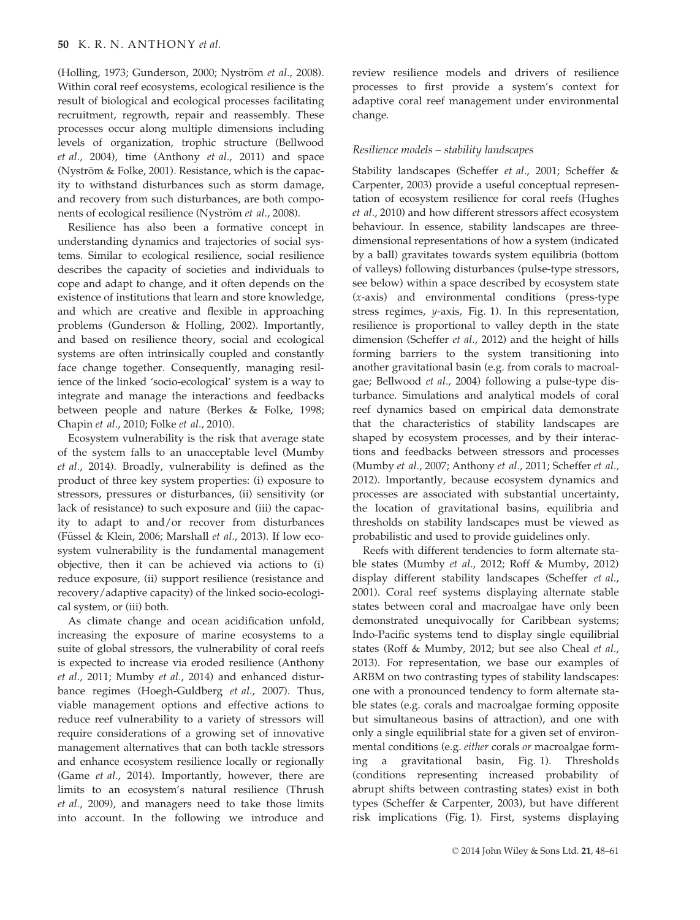(Holling, 1973; Gunderson, 2000; Nyström *et al.*, 2008). Within coral reef ecosystems, ecological resilience is the result of biological and ecological processes facilitating recruitment, regrowth, repair and reassembly. These processes occur along multiple dimensions including levels of organization, trophic structure (Bellwood *et al.*, 2004), time (Anthony *et al.*, 2011) and space (Nyström & Folke, 2001). Resistance, which is the capacity to withstand disturbances such as storm damage, and recovery from such disturbances, are both components of ecological resilience (Nyström *et al.*, 2008).

Resilience has also been a formative concept in understanding dynamics and trajectories of social systems. Similar to ecological resilience, social resilience describes the capacity of societies and individuals to cope and adapt to change, and it often depends on the existence of institutions that learn and store knowledge, and which are creative and flexible in approaching problems (Gunderson & Holling, 2002). Importantly, and based on resilience theory, social and ecological systems are often intrinsically coupled and constantly face change together. Consequently, managing resilience of the linked 'socio-ecological' system is a way to integrate and manage the interactions and feedbacks between people and nature (Berkes & Folke, 1998; Chapin *et al.*, 2010; Folke *et al.*, 2010).

Ecosystem vulnerability is the risk that average state of the system falls to an unacceptable level (Mumby *et al.*, 2014). Broadly, vulnerability is defined as the product of three key system properties: (i) exposure to stressors, pressures or disturbances, (ii) sensitivity (or lack of resistance) to such exposure and (iii) the capacity to adapt to and/or recover from disturbances (Füssel & Klein, 2006; Marshall *et al.*, 2013). If low ecosystem vulnerability is the fundamental management objective, then it can be achieved via actions to (i) reduce exposure, (ii) support resilience (resistance and recovery/adaptive capacity) of the linked socio-ecological system, or (iii) both.

As climate change and ocean acidification unfold, increasing the exposure of marine ecosystems to a suite of global stressors, the vulnerability of coral reefs is expected to increase via eroded resilience (Anthony *et al.*, 2011; Mumby *et al.*, 2014) and enhanced disturbance regimes (Hoegh-Guldberg *et al.*, 2007). Thus, viable management options and effective actions to reduce reef vulnerability to a variety of stressors will require considerations of a growing set of innovative management alternatives that can both tackle stressors and enhance ecosystem resilience locally or regionally (Game *et al.*, 2014). Importantly, however, there are limits to an ecosystem's natural resilience (Thrush *et al.*, 2009), and managers need to take those limits into account. In the following we introduce and review resilience models and drivers of resilience processes to first provide a system's context for adaptive coral reef management under environmental change.

### *Resilience models – stability landscapes*

Stability landscapes (Scheffer *et al.*, 2001; Scheffer & Carpenter, 2003) provide a useful conceptual representation of ecosystem resilience for coral reefs (Hughes *et al.*, 2010) and how different stressors affect ecosystem behaviour. In essence, stability landscapes are three-dimensional representations of how a system (indicated by a ball) gravitates towards system equilibria (bottom of valleys) following disturbances (pulse-type stressors, see below) within a space described by ecosystem state ($x$-axis) and environmental conditions (press-type stress regimes, $y$-axis, Fig. 1). In this representation, resilience is proportional to valley depth in the state dimension (Scheffer *et al.*, 2012) and the height of hills forming barriers to the system transitioning into another gravitational basin (e.g. from corals to macroalgae; Bellwood *et al.*, 2004) following a pulse-type disturbance. Simulations and analytical models of coral reef dynamics based on empirical data demonstrate that the characteristics of stability landscapes are shaped by ecosystem processes, and by their interactions and feedbacks between stressors and processes (Mumby *et al.*, 2007; Anthony *et al.*, 2011; Scheffer *et al.*, 2012). Importantly, because ecosystem dynamics and processes are associated with substantial uncertainty, the location of gravitational basins, equilibria and thresholds on stability landscapes must be viewed as probabilistic and used to provide guidelines only.

Reefs with different tendencies to form alternate stable states (Mumby *et al.*, 2012; Roff & Mumby, 2012) display different stability landscapes (Scheffer *et al.*, 2001). Coral reef systems displaying alternate stable states between coral and macroalgae have only been demonstrated unequivocally for Caribbean systems; Indo-Pacific systems tend to display single equilibrial states (Roff & Mumby, 2012; but see also Cheal *et al.*, 2013). For representation, we base our examples of ARBM on two contrasting types of stability landscapes: one with a pronounced tendency to form alternate stable states (e.g. corals and macroalgae forming opposite but simultaneous basins of attraction), and one with only a single equilibrial state for a given set of environmental conditions (e.g. *either* corals *or* macroalgae forming a gravitational basin, Fig. 1). Thresholds (conditions representing increased probability of abrupt shifts between contrasting states) exist in both types (Scheffer & Carpenter, 2003), but have different risk implications (Fig. 1). First, systems displaying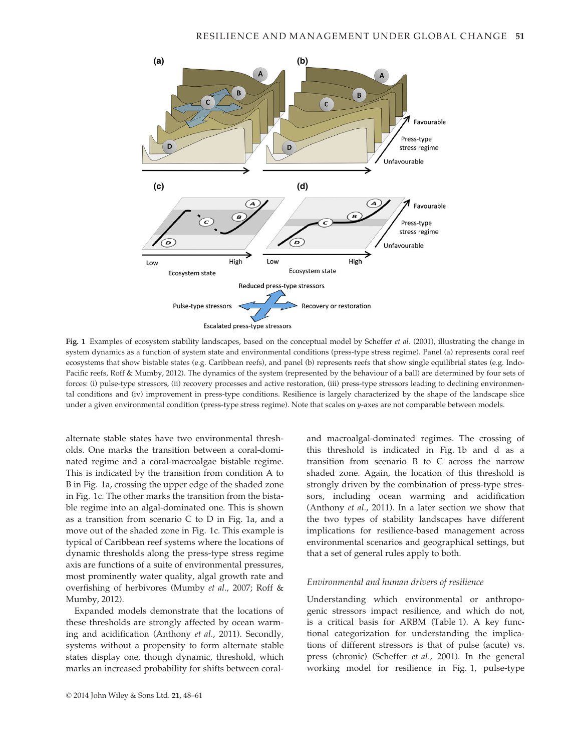Fig. 1 Examples of ecosystem stability landscapes, based on the conceptual model by Scheffer *et al.* (2001), illustrating the change in system dynamics as a function of system state and environmental conditions (press-type stress regime). Panel (a) represents coral reef ecosystems that show bistable states (e.g. Caribbean reefs), and panel (b) represents reefs that show single equilibrial states (e.g. Indo-Pacific reefs, Roff & Mumby, 2012). The dynamics of the system (represented by the behaviour of a ball) are determined by four sets of forces: (i) pulse-type stressors, (ii) recovery processes and active restoration, (iii) press-type stressors leading to declining environmental conditions and (iv) improvement in press-type conditions. Resilience is largely characterized by the shape of the landscape slice under a given environmental condition (press-type stress regime). Note that scales on *y*-axes are not comparable between models.

alternate stable states have two environmental thresholds. One marks the transition between a coral-dominated regime and a coral-macroalgae bistable regime. This is indicated by the transition from condition A to B in Fig. 1a, crossing the upper edge of the shaded zone in Fig. 1c. The other marks the transition from the bistable regime into an algal-dominated one. This is shown as a transition from scenario C to D in Fig. 1a, and a move out of the shaded zone in Fig. 1c. This example is typical of Caribbean reef systems where the locations of dynamic thresholds along the press-type stress regime axis are functions of a suite of environmental pressures, most prominently water quality, algal growth rate and overfishing of herbivores (Mumby *et al.*, 2007; Roff & Mumby, 2012).

Expanded models demonstrate that the locations of these thresholds are strongly affected by ocean warming and acidification (Anthony *et al.*, 2011). Secondly, systems without a propensity to form alternate stable states display one, though dynamic, threshold, which marks an increased probability for shifts between coral- and macroalgal-dominated regimes. The crossing of this threshold is indicated in Fig. 1b and d as a transition from scenario B to C across the narrow shaded zone. Again, the location of this threshold is strongly driven by the combination of press-type stressors, including ocean warming and acidification (Anthony *et al.*, 2011). In a later section we show that the two types of stability landscapes have different implications for resilience-based management across environmental scenarios and geographical settings, but that a set of general rules apply to both.

### *Environmental and human drivers of resilience*

Understanding which environmental or anthropogenic stressors impact resilience, and which do not, is a critical basis for ARBM (Table 1). A key functional categorization for understanding the implications of different stressors is that of pulse (acute) vs. press (chronic) (Scheffer *et al.*, 2001). In the general working model for resilience in Fig. 1, pulse-type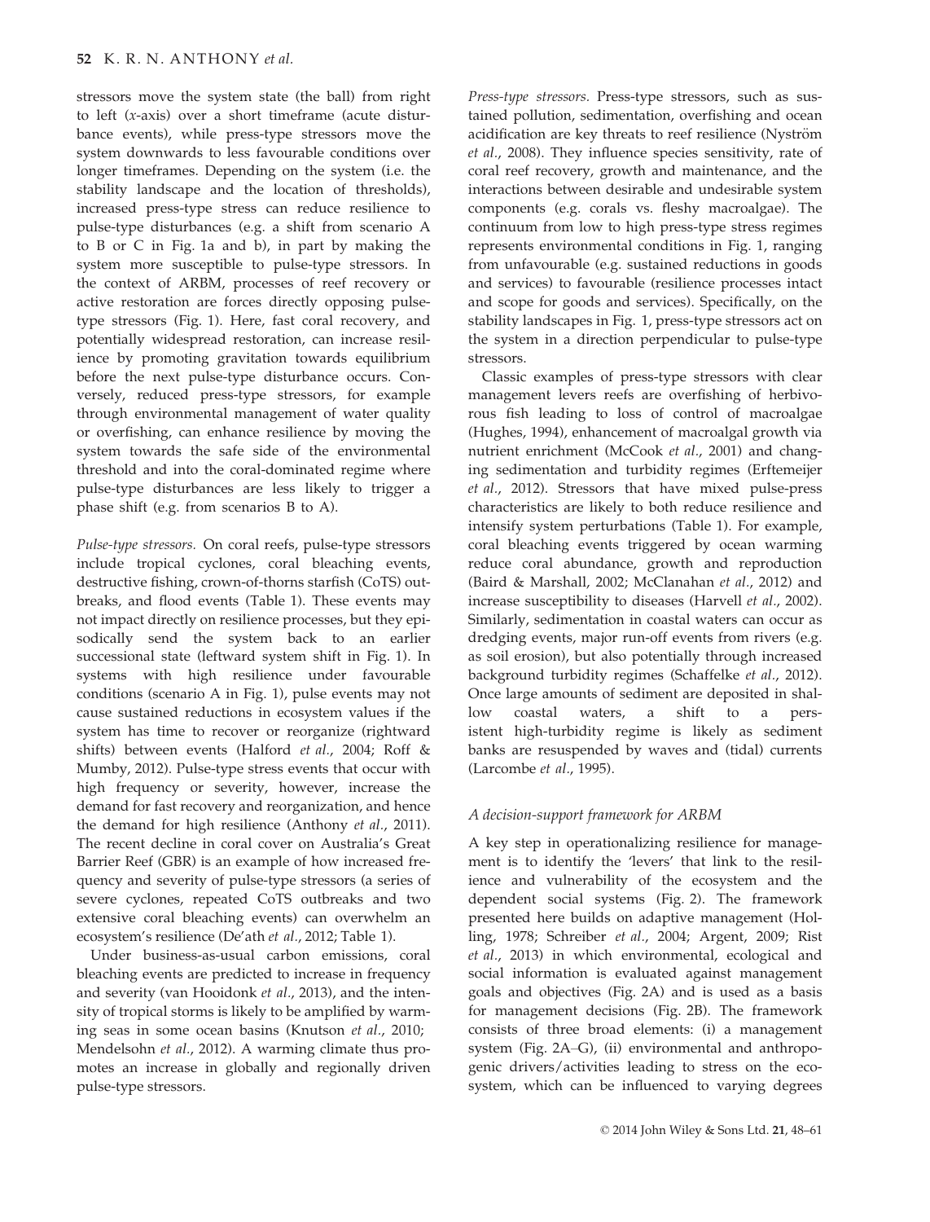stressors move the system state (the ball) from right to left (*x*-axis) over a short timeframe (acute disturbance events), while press-type stressors move the system downwards to less favourable conditions over longer timeframes. Depending on the system (i.e. the stability landscape and the location of thresholds), increased press-type stress can reduce resilience to pulse-type disturbances (e.g. a shift from scenario A to B or C in Fig. 1a and b), in part by making the system more susceptible to pulse-type stressors. In the context of ARBM, processes of reef recovery or active restoration are forces directly opposing pulse-type stressors (Fig. 1). Here, fast coral recovery, and potentially widespread restoration, can increase resilience by promoting gravitation towards equilibrium before the next pulse-type disturbance occurs. Conversely, reduced press-type stressors, for example through environmental management of water quality or overfishing, can enhance resilience by moving the system towards the safe side of the environmental threshold and into the coral-dominated regime where pulse-type disturbances are less likely to trigger a phase shift (e.g. from scenarios B to A).

*Pulse-type stressors.* On coral reefs, pulse-type stressors include tropical cyclones, coral bleaching events, destructive fishing, crown-of-thorns starfish (CoTS) outbreaks, and flood events (Table 1). These events may not impact directly on resilience processes, but they episodically send the system back to an earlier successional state (leftward system shift in Fig. 1). In systems with high resilience under favourable conditions (scenario A in Fig. 1), pulse events may not cause sustained reductions in ecosystem values if the system has time to recover or reorganize (rightward shifts) between events (Halford *et al.*, 2004; Roff & Mumby, 2012). Pulse-type stress events that occur with high frequency or severity, however, increase the demand for fast recovery and reorganization, and hence the demand for high resilience (Anthony *et al.*, 2011). The recent decline in coral cover on Australia's Great Barrier Reef (GBR) is an example of how increased frequency and severity of pulse-type stressors (a series of severe cyclones, repeated CoTS outbreaks and two extensive coral bleaching events) can overwhelm an ecosystem's resilience (De'ath *et al.*, 2012; Table 1).

Under business-as-usual carbon emissions, coral bleaching events are predicted to increase in frequency and severity (van Hooidonk *et al.*, 2013), and the intensity of tropical storms is likely to be amplified by warming seas in some ocean basins (Knutson *et al.*, 2010; Mendelsohn *et al.*, 2012). A warming climate thus promotes an increase in globally and regionally driven pulse-type stressors.

*Press-type stressors.* Press-type stressors, such as sustained pollution, sedimentation, overfishing and ocean acidification are key threats to reef resilience (Nyström *et al.*, 2008). They influence species sensitivity, rate of coral reef recovery, growth and maintenance, and the interactions between desirable and undesirable system components (e.g. corals vs. fleshy macroalgae). The continuum from low to high press-type stress regimes represents environmental conditions in Fig. 1, ranging from unfavourable (e.g. sustained reductions in goods and services) to favourable (resilience processes intact and scope for goods and services). Specifically, on the stability landscapes in Fig. 1, press-type stressors act on the system in a direction perpendicular to pulse-type stressors.

Classic examples of press-type stressors with clear management levers reefs are overfishing of herbivorous fish leading to loss of control of macroalgae (Hughes, 1994), enhancement of macroalgal growth via nutrient enrichment (McCook *et al.*, 2001) and changing sedimentation and turbidity regimes (Erftemeijer *et al.*, 2012). Stressors that have mixed pulse-press characteristics are likely to both reduce resilience and intensify system perturbations (Table 1). For example, coral bleaching events triggered by ocean warming reduce coral abundance, growth and reproduction (Baird & Marshall, 2002; McClanahan *et al.*, 2012) and increase susceptibility to diseases (Harvell *et al.*, 2002). Similarly, sedimentation in coastal waters can occur as dredging events, major run-off events from rivers (e.g. as soil erosion), but also potentially through increased background turbidity regimes (Schaffelke *et al.*, 2012). Once large amounts of sediment are deposited in shallow coastal waters, a shift to a persistent high-turbidity regime is likely as sediment banks are resuspended by waves and (tidal) currents (Larcombe *et al.*, 1995).

### A decision-support framework for ARBM

A key step in operationalizing resilience for management is to identify the 'levers' that link to the resilience and vulnerability of the ecosystem and the dependent social systems (Fig. 2). The framework presented here builds on adaptive management (Holling, 1978; Schreiber *et al.*, 2004; Argent, 2009; Rist *et al.*, 2013) in which environmental, ecological and social information is evaluated against management goals and objectives (Fig. 2A) and is used as a basis for management decisions (Fig. 2B). The framework consists of three broad elements: (i) a management system (Fig. 2A–G), (ii) environmental and anthropogenic drivers/activities leading to stress on the ecosystem, which can be influenced to varying degrees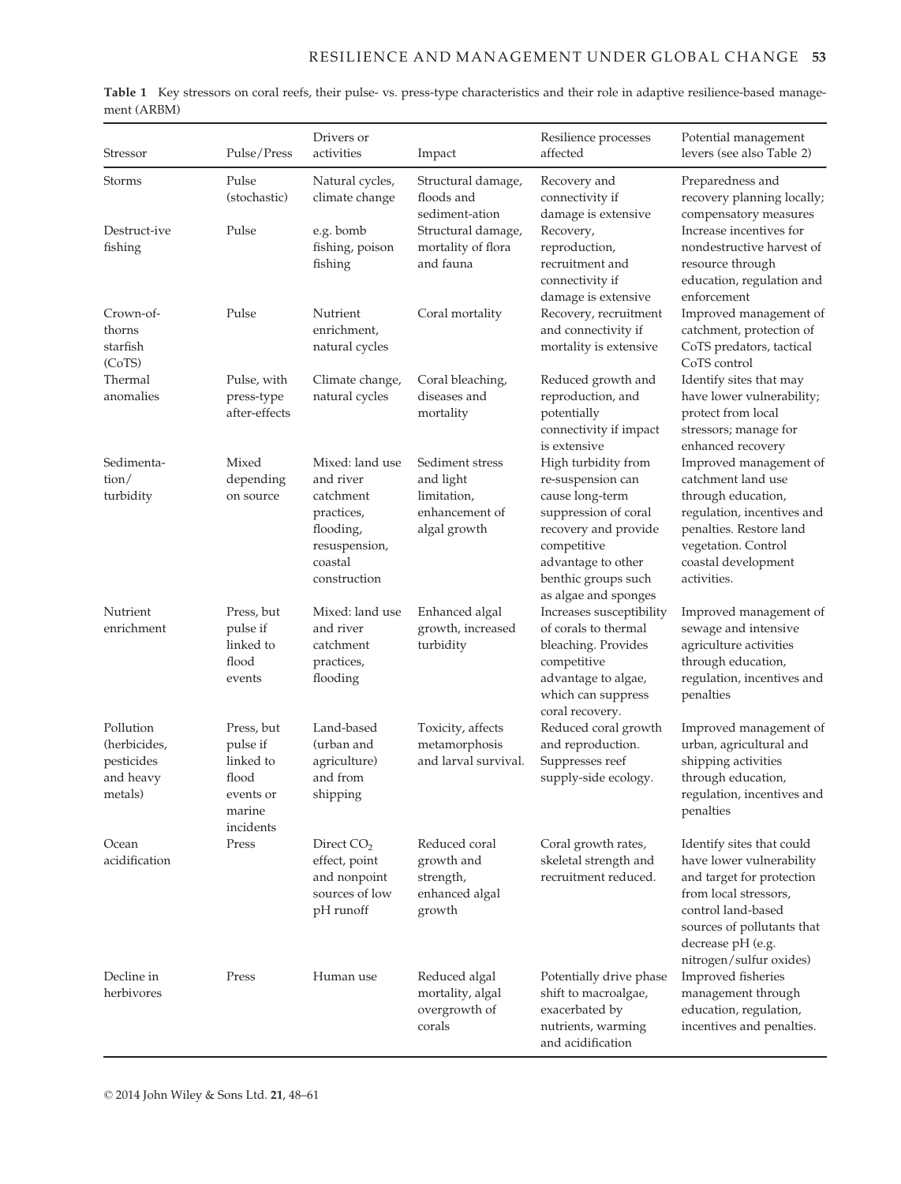**Table 1** Key stressors on coral reefs, their pulse- vs. press-type characteristics and their role in adaptive resilience-based management (ARBM)

| Stressor | Pulse/Press | Drivers or activities | Impact | Resilience processes affected | Potential management levers (see also Table 2) |
|---|---|---|---|---|---|
| Storms | Pulse (stochastic) | Natural cycles, climate change | Structural damage, floods and sediment-ation | Recovery and connectivity if damage is extensive | Preparedness and recovery planning locally; compensatory measures |
| Destruct-ive fishing | Pulse | e.g. bomb fishing, poison fishing | Structural damage, mortality of flora and fauna | Recovery, reproduction, recruitment and connectivity if damage is extensive | Increase incentives for nondestructive harvest of resource through education, regulation and enforcement |
| Crown-of-thorns starfish (CoTS) | Pulse | Nutrient enrichment, natural cycles | Coral mortality | Recovery, recruitment and connectivity if mortality is extensive | Improved management of catchment, protection of CoTS predators, tactical CoTS control |
| Thermal anomalies | Pulse, with press-type after-effects | Climate change, natural cycles | Coral bleaching, diseases and mortality | Reduced growth and reproduction, and potentially connectivity if impact is extensive | Identify sites that may have lower vulnerability; protect from local stressors; manage for enhanced recovery |
| Sedimenta-tion/ turbidity | Mixed depending on source | Mixed: land use and river catchment practices, flooding, resuspension, coastal construction | Sediment stress and light limitation, enhancement of algal growth | High turbidity from re-suspension can cause long-term suppression of coral recovery and provide competitive advantage to other benthic groups such as algae and sponges | Improved management of catchment land use through education, regulation, incentives and penalties. Restore land vegetation. Control coastal development activities. |
| Nutrient enrichment | Press, but pulse if linked to flood events | Mixed: land use and river catchment practices, flooding | Enhanced algal growth, increased turbidity | Increases susceptibility of corals to thermal bleaching. Provides competitive advantage to algae, which can suppress coral recovery. | Improved management of sewage and intensive agriculture activities through education, regulation, incentives and penalties |
| Pollution (herbicides, pesticides and heavy metals) | Press, but pulse if linked to flood events or marine incidents | Land-based (urban and agriculture) and from shipping | Toxicity, affects metamorphosis and larval survival. | Reduced coral growth and reproduction. Suppresses reef supply-side ecology. | Improved management of urban, agricultural and shipping activities through education, regulation, incentives and penalties |
| Ocean acidification | Press | Direct $CO_2$ effect, point and nonpoint sources of low pH runoff | Reduced coral growth and strength, enhanced algal growth | Coral growth rates, skeletal strength and recruitment reduced. | Identify sites that could have lower vulnerability and target for protection from local stressors, control land-based sources of pollutants that decrease pH (e.g. nitrogen/sulfur oxides) |
| Decline in herbivores | Press | Human use | Reduced algal mortality, algal overgrowth of corals | Potentially drive phase shift to macroalgae, exacerbated by nutrients, warming and acidification | Improved fisheries management through education, regulation, incentives and penalties. |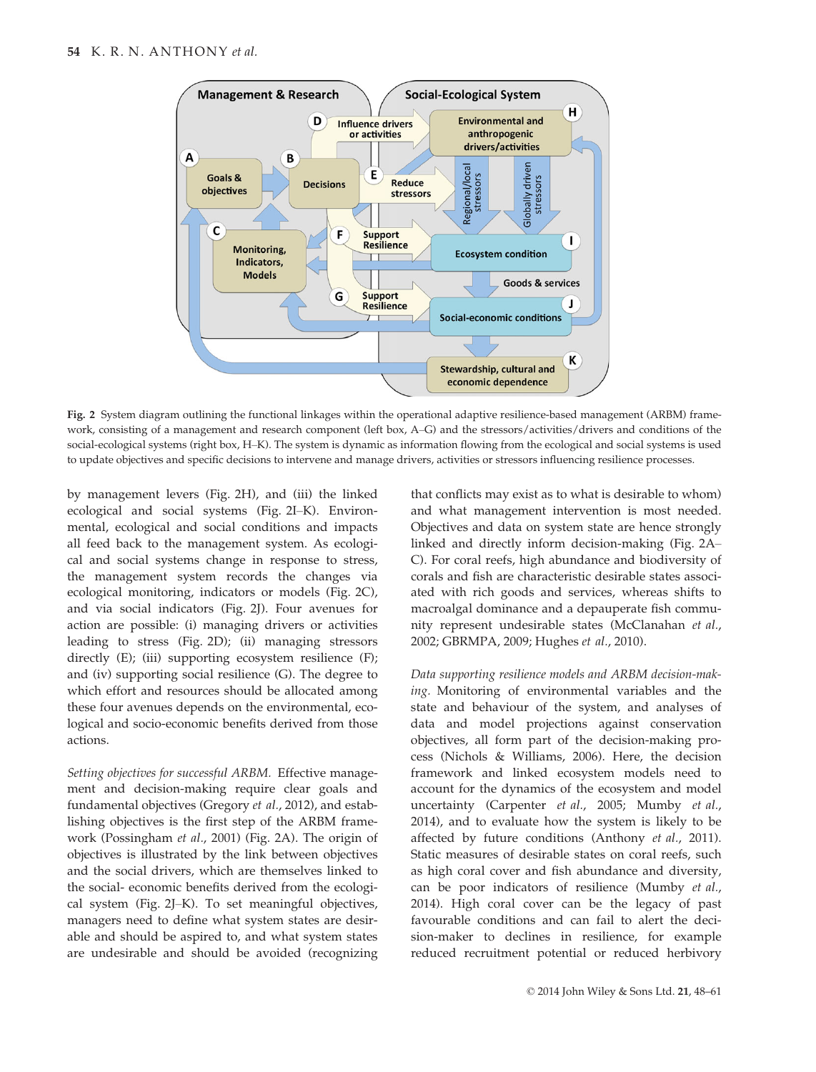Fig. 2 System diagram outlining the functional linkages within the operational adaptive resilience-based management (ARBM) framework, consisting of a management and research component (left box, A–G) and the stressors/activities/drivers and conditions of the social-ecological systems (right box, H–K). The system is dynamic as information flowing from the ecological and social systems is used to update objectives and specific decisions to intervene and manage drivers, activities or stressors influencing resilience processes.

by management levers (Fig. 2H), and (iii) the linked ecological and social systems (Fig. 2I–K). Environmental, ecological and social conditions and impacts all feed back to the management system. As ecological and social systems change in response to stress, the management system records the changes via ecological monitoring, indicators or models (Fig. 2C), and via social indicators (Fig. 2J). Four avenues for action are possible: (i) managing drivers or activities leading to stress (Fig. 2D); (ii) managing stressors directly (E); (iii) supporting ecosystem resilience (F); and (iv) supporting social resilience (G). The degree to which effort and resources should be allocated among these four avenues depends on the environmental, ecological and socio-economic benefits derived from those actions.

*Setting objectives for successful ARBM.* Effective management and decision-making require clear goals and fundamental objectives (Gregory *et al.*, 2012), and establishing objectives is the first step of the ARBM framework (Possingham *et al.*, 2001) (Fig. 2A). The origin of objectives is illustrated by the link between objectives and the social drivers, which are themselves linked to the social- economic benefits derived from the ecological system (Fig. 2J–K). To set meaningful objectives, managers need to define what system states are desirable and should be aspired to, and what system states are undesirable and should be avoided (recognizing that conflicts may exist as to what is desirable to whom) and what management intervention is most needed. Objectives and data on system state are hence strongly linked and directly inform decision-making (Fig. 2A–C). For coral reefs, high abundance and biodiversity of corals and fish are characteristic desirable states associated with rich goods and services, whereas shifts to macroalgal dominance and a depauperate fish community represent undesirable states (McClanahan *et al.*, 2002; GBRMPA, 2009; Hughes *et al.*, 2010).

*Data supporting resilience models and ARBM decision-making.* Monitoring of environmental variables and the state and behaviour of the system, and analyses of data and model projections against conservation objectives, all form part of the decision-making process (Nichols & Williams, 2006). Here, the decision framework and linked ecosystem models need to account for the dynamics of the ecosystem and model uncertainty (Carpenter *et al.*, 2005; Mumby *et al.*, 2014), and to evaluate how the system is likely to be affected by future conditions (Anthony *et al.*, 2011). Static measures of desirable states on coral reefs, such as high coral cover and fish abundance and diversity, can be poor indicators of resilience (Mumby *et al.*, 2014). High coral cover can be the legacy of past favourable conditions and can fail to alert the decision-maker to declines in resilience, for example reduced recruitment potential or reduced herbivory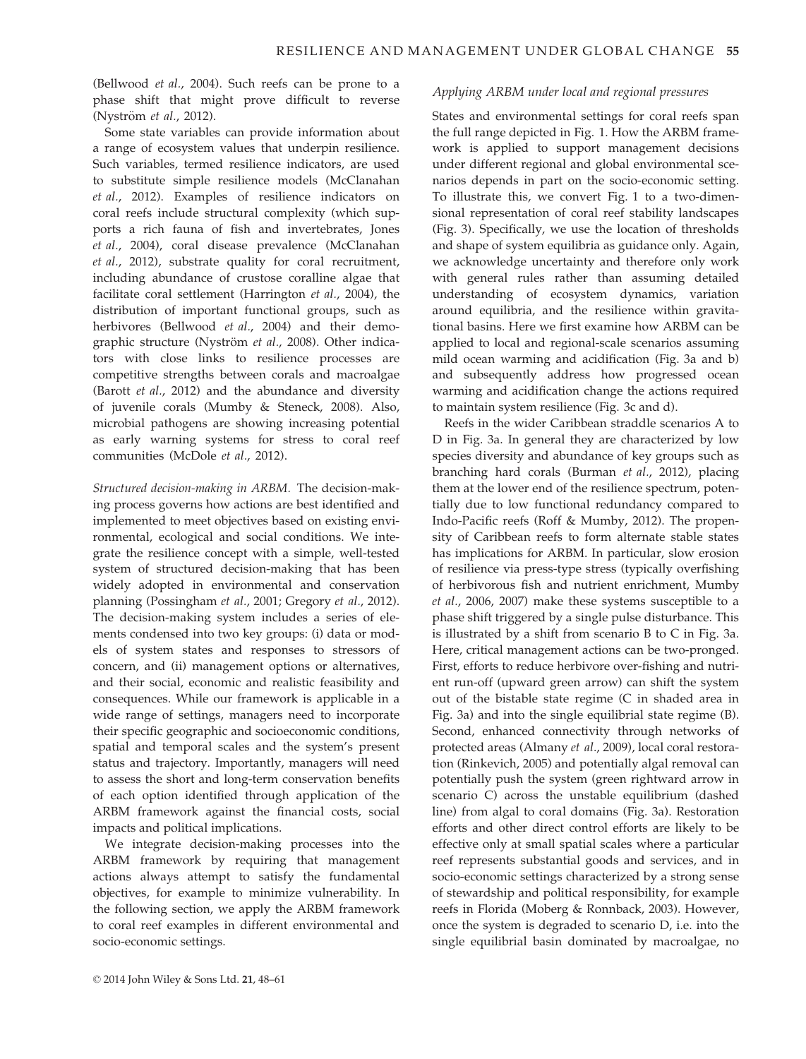(Bellwood *et al*., 2004). Such reefs can be prone to a phase shift that might prove difficult to reverse (Nyström *et al*., 2012).

Some state variables can provide information about a range of ecosystem values that underpin resilience. Such variables, termed resilience indicators, are used to substitute simple resilience models (McClanahan *et al*., 2012). Examples of resilience indicators on coral reefs include structural complexity (which supports a rich fauna of fish and invertebrates, Jones *et al*., 2004), coral disease prevalence (McClanahan *et al*., 2012), substrate quality for coral recruitment, including abundance of crustose coralline algae that facilitate coral settlement (Harrington *et al*., 2004), the distribution of important functional groups, such as herbivores (Bellwood *et al*., 2004) and their demographic structure (Nyström *et al*., 2008). Other indicators with close links to resilience processes are competitive strengths between corals and macroalgae (Barott *et al*., 2012) and the abundance and diversity of juvenile corals (Mumby & Steneck, 2008). Also, microbial pathogens are showing increasing potential as early warning systems for stress to coral reef communities (McDole *et al*., 2012).

*Structured decision-making in ARBM.* The decision-making process governs how actions are best identified and implemented to meet objectives based on existing environmental, ecological and social conditions. We integrate the resilience concept with a simple, well-tested system of structured decision-making that has been widely adopted in environmental and conservation planning (Possingham *et al*., 2001; Gregory *et al*., 2012). The decision-making system includes a series of elements condensed into two key groups: (i) data or models of system states and responses to stressors of concern, and (ii) management options or alternatives, and their social, economic and realistic feasibility and consequences. While our framework is applicable in a wide range of settings, managers need to incorporate their specific geographic and socioeconomic conditions, spatial and temporal scales and the system's present status and trajectory. Importantly, managers will need to assess the short and long-term conservation benefits of each option identified through application of the ARBM framework against the financial costs, social impacts and political implications.

We integrate decision-making processes into the ARBM framework by requiring that management actions always attempt to satisfy the fundamental objectives, for example to minimize vulnerability. In the following section, we apply the ARBM framework to coral reef examples in different environmental and socio-economic settings.

### *Applying ARBM under local and regional pressures*

States and environmental settings for coral reefs span the full range depicted in Fig. 1. How the ARBM framework is applied to support management decisions under different regional and global environmental scenarios depends in part on the socio-economic setting. To illustrate this, we convert Fig. 1 to a two-dimensional representation of coral reef stability landscapes (Fig. 3). Specifically, we use the location of thresholds and shape of system equilibria as guidance only. Again, we acknowledge uncertainty and therefore only work with general rules rather than assuming detailed understanding of ecosystem dynamics, variation around equilibria, and the resilience within gravitational basins. Here we first examine how ARBM can be applied to local and regional-scale scenarios assuming mild ocean warming and acidification (Fig. 3a and b) and subsequently address how progressed ocean warming and acidification change the actions required to maintain system resilience (Fig. 3c and d).

Reefs in the wider Caribbean straddle scenarios A to D in Fig. 3a. In general they are characterized by low species diversity and abundance of key groups such as branching hard corals (Burman *et al*., 2012), placing them at the lower end of the resilience spectrum, potentially due to low functional redundancy compared to Indo-Pacific reefs (Roff & Mumby, 2012). The propensity of Caribbean reefs to form alternate stable states has implications for ARBM. In particular, slow erosion of resilience via press-type stress (typically overfishing of herbivorous fish and nutrient enrichment, Mumby *et al*., 2006, 2007) make these systems susceptible to a phase shift triggered by a single pulse disturbance. This is illustrated by a shift from scenario B to C in Fig. 3a. Here, critical management actions can be two-pronged. First, efforts to reduce herbivore over-fishing and nutrient run-off (upward green arrow) can shift the system out of the bistable state regime (C in shaded area in Fig. 3a) and into the single equilibrial state regime (B). Second, enhanced connectivity through networks of protected areas (Almany *et al*., 2009), local coral restoration (Rinkevich, 2005) and potentially algal removal can potentially push the system (green rightward arrow in scenario C) across the unstable equilibrium (dashed line) from algal to coral domains (Fig. 3a). Restoration efforts and other direct control efforts are likely to be effective only at small spatial scales where a particular reef represents substantial goods and services, and in socio-economic settings characterized by a strong sense of stewardship and political responsibility, for example reefs in Florida (Moberg & Ronnback, 2003). However, once the system is degraded to scenario D, i.e. into the single equilibrial basin dominated by macroalgae, no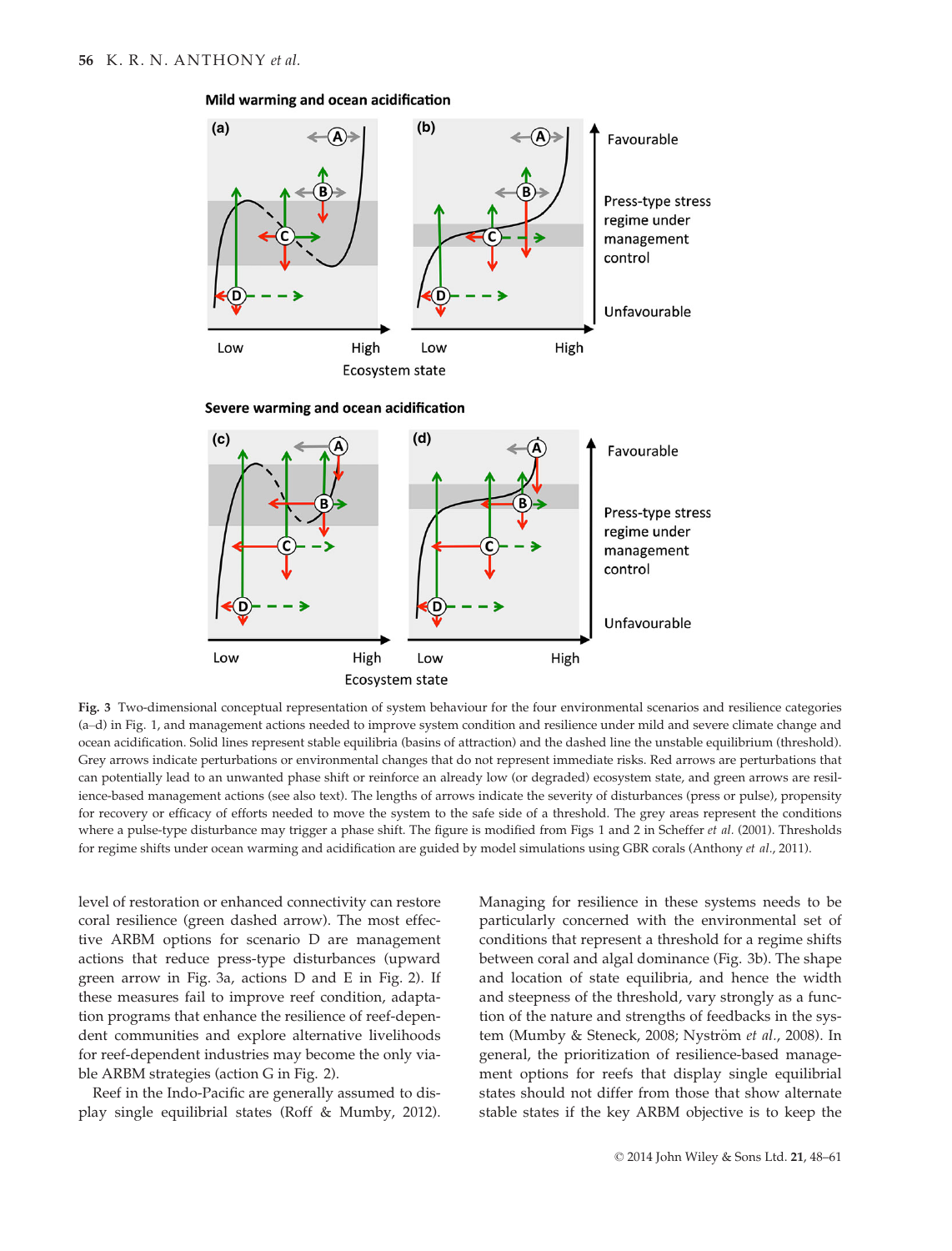Fig. 3 Two-dimensional conceptual representation of system behaviour for the four environmental scenarios and resilience categories (a–d) in Fig. 1, and management actions needed to improve system condition and resilience under mild and severe climate change and ocean acidification. Solid lines represent stable equilibria (basins of attraction) and the dashed line the unstable equilibrium (threshold). Grey arrows indicate perturbations or environmental changes that do not represent immediate risks. Red arrows are perturbations that can potentially lead to an unwanted phase shift or reinforce an already low (or degraded) ecosystem state, and green arrows are resilience-based management actions (see also text). The lengths of arrows indicate the severity of disturbances (press or pulse), propensity for recovery or efficacy of efforts needed to move the system to the safe side of a threshold. The grey areas represent the conditions where a pulse-type disturbance may trigger a phase shift. The figure is modified from Figs 1 and 2 in Scheffer *et al.* (2001). Thresholds for regime shifts under ocean warming and acidification are guided by model simulations using GBR corals (Anthony *et al.*, 2011).

level of restoration or enhanced connectivity can restore coral resilience (green dashed arrow). The most effective ARBM options for scenario D are management actions that reduce press-type disturbances (upward green arrow in Fig. 3a, actions D and E in Fig. 2). If these measures fail to improve reef condition, adaptation programs that enhance the resilience of reef-dependent communities and explore alternative livelihoods for reef-dependent industries may become the only viable ARBM strategies (action G in Fig. 2).

Reef in the Indo-Pacific are generally assumed to display single equilibrial states (Roff & Mumby, 2012). Managing for resilience in these systems needs to be particularly concerned with the environmental set of conditions that represent a threshold for a regime shifts between coral and algal dominance (Fig. 3b). The shape and location of state equilibria, and hence the width and steepness of the threshold, vary strongly as a function of the nature and strengths of feedbacks in the system (Mumby & Steneck, 2008; Nyström *et al.*, 2008). In general, the prioritization of resilience-based management options for reefs that display single equilibrial states should not differ from those that show alternate stable states if the key ARBM objective is to keep the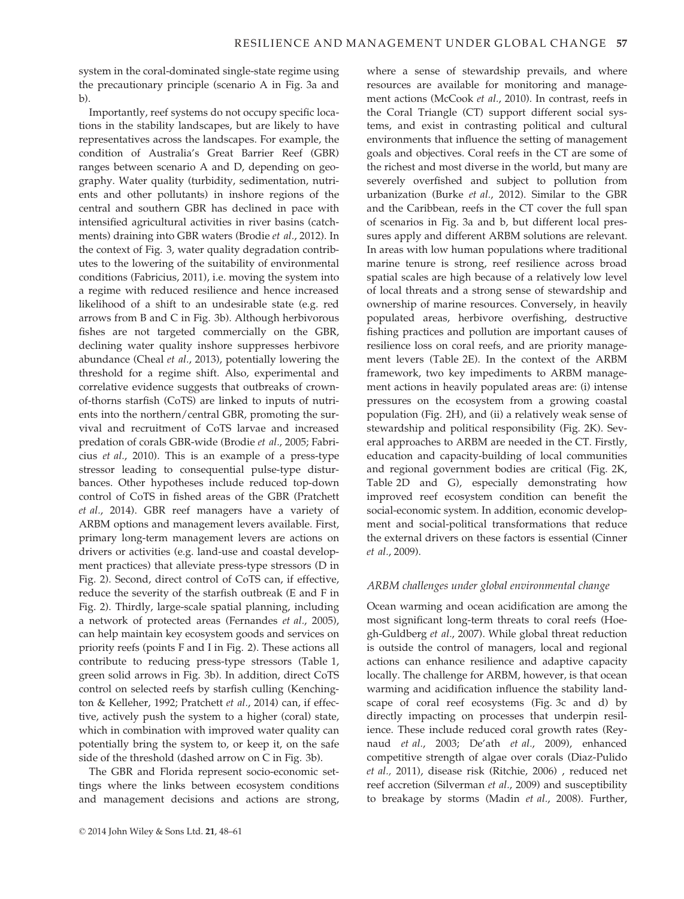system in the coral-dominated single-state regime using the precautionary principle (scenario A in Fig. 3a and b).

Importantly, reef systems do not occupy specific locations in the stability landscapes, but are likely to have representatives across the landscapes. For example, the condition of Australia's Great Barrier Reef (GBR) ranges between scenario A and D, depending on geography. Water quality (turbidity, sedimentation, nutrients and other pollutants) in inshore regions of the central and southern GBR has declined in pace with intensified agricultural activities in river basins (catchments) draining into GBR waters (Brodie *et al.*, 2012). In the context of Fig. 3, water quality degradation contributes to the lowering of the suitability of environmental conditions (Fabricius, 2011), i.e. moving the system into a regime with reduced resilience and hence increased likelihood of a shift to an undesirable state (e.g. red arrows from B and C in Fig. 3b). Although herbivorous fishes are not targeted commercially on the GBR, declining water quality inshore suppresses herbivore abundance (Cheal *et al.*, 2013), potentially lowering the threshold for a regime shift. Also, experimental and correlative evidence suggests that outbreaks of crown-of-thorns starfish (CoTS) are linked to inputs of nutrients into the northern/central GBR, promoting the survival and recruitment of CoTS larvae and increased predation of corals GBR-wide (Brodie *et al.*, 2005; Fabricius *et al.*, 2010). This is an example of a press-type stressor leading to consequential pulse-type disturbances. Other hypotheses include reduced top-down control of CoTS in fished areas of the GBR (Pratchett *et al.*, 2014). GBR reef managers have a variety of ARBM options and management levers available. First, primary long-term management levers are actions on drivers or activities (e.g. land-use and coastal development practices) that alleviate press-type stressors (D in Fig. 2). Second, direct control of CoTS can, if effective, reduce the severity of the starfish outbreak (E and F in Fig. 2). Thirdly, large-scale spatial planning, including a network of protected areas (Fernandes *et al.*, 2005), can help maintain key ecosystem goods and services on priority reefs (points F and I in Fig. 2). These actions all contribute to reducing press-type stressors (Table 1, green solid arrows in Fig. 3b). In addition, direct CoTS control on selected reefs by starfish culling (Kenchington & Kelleher, 1992; Pratchett *et al.*, 2014) can, if effective, actively push the system to a higher (coral) state, which in combination with improved water quality can potentially bring the system to, or keep it, on the safe side of the threshold (dashed arrow on C in Fig. 3b).

The GBR and Florida represent socio-economic settings where the links between ecosystem conditions and management decisions and actions are strong, where a sense of stewardship prevails, and where resources are available for monitoring and management actions (McCook *et al.*, 2010). In contrast, reefs in the Coral Triangle (CT) support different social systems, and exist in contrasting political and cultural environments that influence the setting of management goals and objectives. Coral reefs in the CT are some of the richest and most diverse in the world, but many are severely overfished and subject to pollution from urbanization (Burke *et al.*, 2012). Similar to the GBR and the Caribbean, reefs in the CT cover the full span of scenarios in Fig. 3a and b, but different local pressures apply and different ARBM solutions are relevant. In areas with low human populations where traditional marine tenure is strong, reef resilience across broad spatial scales are high because of a relatively low level of local threats and a strong sense of stewardship and ownership of marine resources. Conversely, in heavily populated areas, herbivore overfishing, destructive fishing practices and pollution are important causes of resilience loss on coral reefs, and are priority management levers (Table 2E). In the context of the ARBM framework, two key impediments to ARBM management actions in heavily populated areas are: (i) intense pressures on the ecosystem from a growing coastal population (Fig. 2H), and (ii) a relatively weak sense of stewardship and political responsibility (Fig. 2K). Several approaches to ARBM are needed in the CT. Firstly, education and capacity-building of local communities and regional government bodies are critical (Fig. 2K, Table 2D and G), especially demonstrating how improved reef ecosystem condition can benefit the social-economic system. In addition, economic development and social-political transformations that reduce the external drivers on these factors is essential (Cinner *et al.*, 2009).

### *ARBM challenges under global environmental change*

Ocean warming and ocean acidification are among the most significant long-term threats to coral reefs (Hoegh-Guldberg *et al.*, 2007). While global threat reduction is outside the control of managers, local and regional actions can enhance resilience and adaptive capacity locally. The challenge for ARBM, however, is that ocean warming and acidification influence the stability landscape of coral reef ecosystems (Fig. 3c and d) by directly impacting on processes that underpin resilience. These include reduced coral growth rates (Reynaud *et al.*, 2003; De'ath *et al.*, 2009), enhanced competitive strength of algae over corals (Diaz-Pulido *et al.*, 2011), disease risk (Ritchie, 2006) , reduced net reef accretion (Silverman *et al.*, 2009) and susceptibility to breakage by storms (Madin *et al.*, 2008). Further,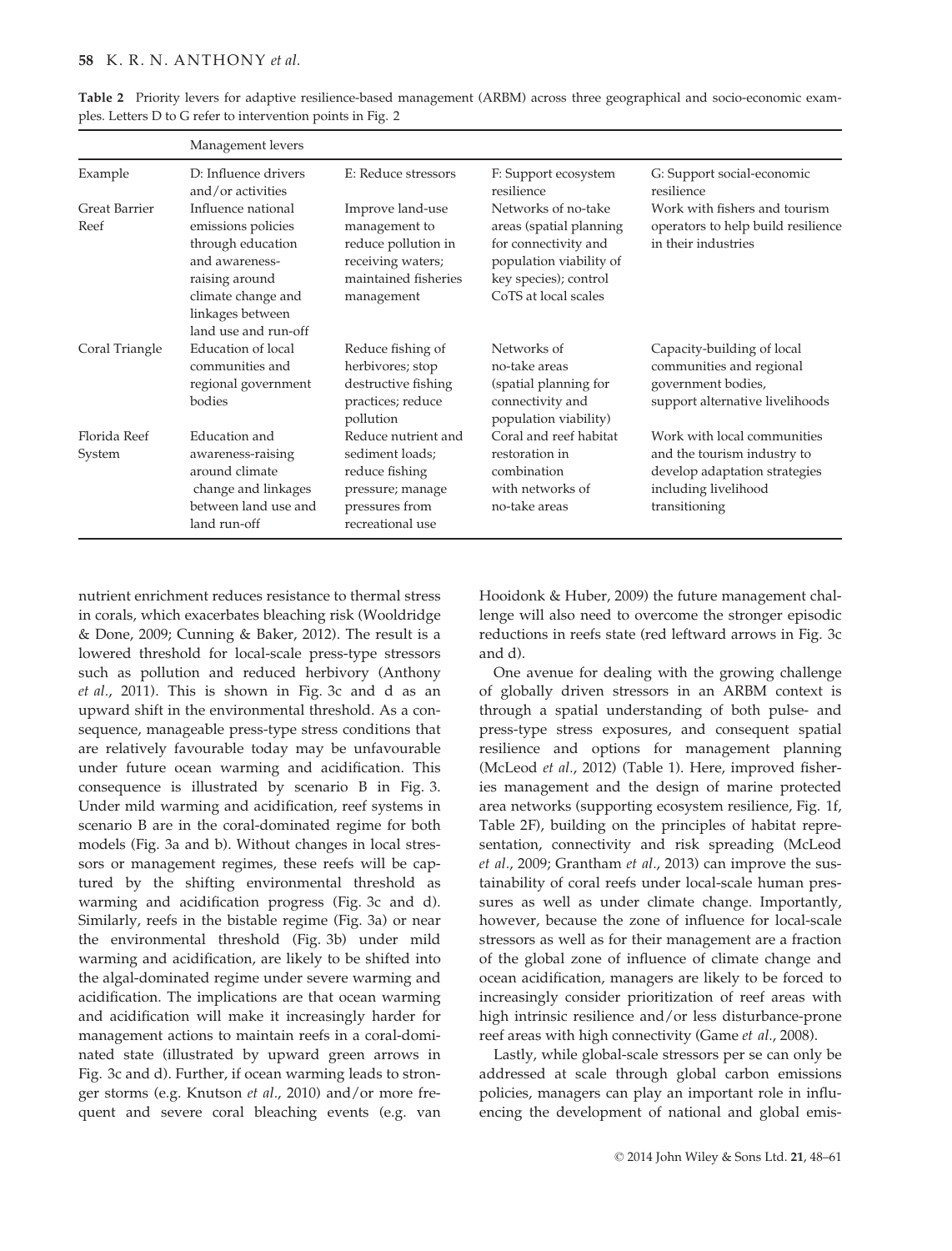**Table 2** Priority levers for adaptive resilience-based management (ARBM) across three geographical and socio-economic examples. Letters D to G refer to intervention points in Fig. 2

| | Management levers | | | |
|---|---|---|---|---|
| Example | D: Influence drivers and/or activities | E: Reduce stressors | F: Support ecosystem resilience | G: Support social-economic resilience |
| Great Barrier Reef | Influence national emissions policies through education and awareness-raising around climate change and linkages between land use and run-off | Improve land-use management to reduce pollution in receiving waters; maintained fisheries management | Networks of no-take areas (spatial planning for connectivity and population viability of key species); control CoTS at local scales | Work with fishers and tourism operators to help build resilience in their industries |
| Coral Triangle | Education of local communities and regional government bodies | Reduce fishing of herbivores; stop destructive fishing practices; reduce pollution | Networks of no-take areas (spatial planning for connectivity and population viability) | Capacity-building of local communities and regional government bodies, support alternative livelihoods |
| Florida Reef System | Education and awareness-raising around climate change and linkages between land use and land run-off | Reduce nutrient and sediment loads; reduce fishing pressure; manage pressures from recreational use | Coral and reef habitat restoration in combination with networks of no-take areas | Work with local communities and the tourism industry to develop adaptation strategies including livelihood transitioning |

nutrient enrichment reduces resistance to thermal stress in corals, which exacerbates bleaching risk (Wooldridge & Done, 2009; Cunning & Baker, 2012). The result is a lowered threshold for local-scale press-type stressors such as pollution and reduced herbivory (Anthony *et al*., 2011). This is shown in Fig. 3c and d as an upward shift in the environmental threshold. As a consequence, manageable press-type stress conditions that are relatively favourable today may be unfavourable under future ocean warming and acidification. This consequence is illustrated by scenario B in Fig. 3. Under mild warming and acidification, reef systems in scenario B are in the coral-dominated regime for both models (Fig. 3a and b). Without changes in local stressors or management regimes, these reefs will be captured by the shifting environmental threshold as warming and acidification progress (Fig. 3c and d). Similarly, reefs in the bistable regime (Fig. 3a) or near the environmental threshold (Fig. 3b) under mild warming and acidification, are likely to be shifted into the algal-dominated regime under severe warming and acidification. The implications are that ocean warming and acidification will make it increasingly harder for management actions to maintain reefs in a coral-dominated state (illustrated by upward green arrows in Fig. 3c and d). Further, if ocean warming leads to stronger storms (e.g. Knutson *et al*., 2010) and/or more frequent and severe coral bleaching events (e.g. van Hooidonk & Huber, 2009) the future management challenge will also need to overcome the stronger episodic reductions in reefs state (red leftward arrows in Fig. 3c and d).

One avenue for dealing with the growing challenge of globally driven stressors in an ARBM context is through a spatial understanding of both pulse- and press-type stress exposures, and consequent spatial resilience and options for management planning (McLeod *et al*., 2012) (Table 1). Here, improved fisheries management and the design of marine protected area networks (supporting ecosystem resilience, Fig. 1f, Table 2F), building on the principles of habitat representation, connectivity and risk spreading (McLeod *et al*., 2009; Grantham *et al*., 2013) can improve the sustainability of coral reefs under local-scale human pressures as well as under climate change. Importantly, however, because the zone of influence for local-scale stressors as well as for their management are a fraction of the global zone of influence of climate change and ocean acidification, managers are likely to be forced to increasingly consider prioritization of reef areas with high intrinsic resilience and/or less disturbance-prone reef areas with high connectivity (Game *et al*., 2008).

Lastly, while global-scale stressors per se can only be addressed at scale through global carbon emissions policies, managers can play an important role in influencing the development of national and global emis-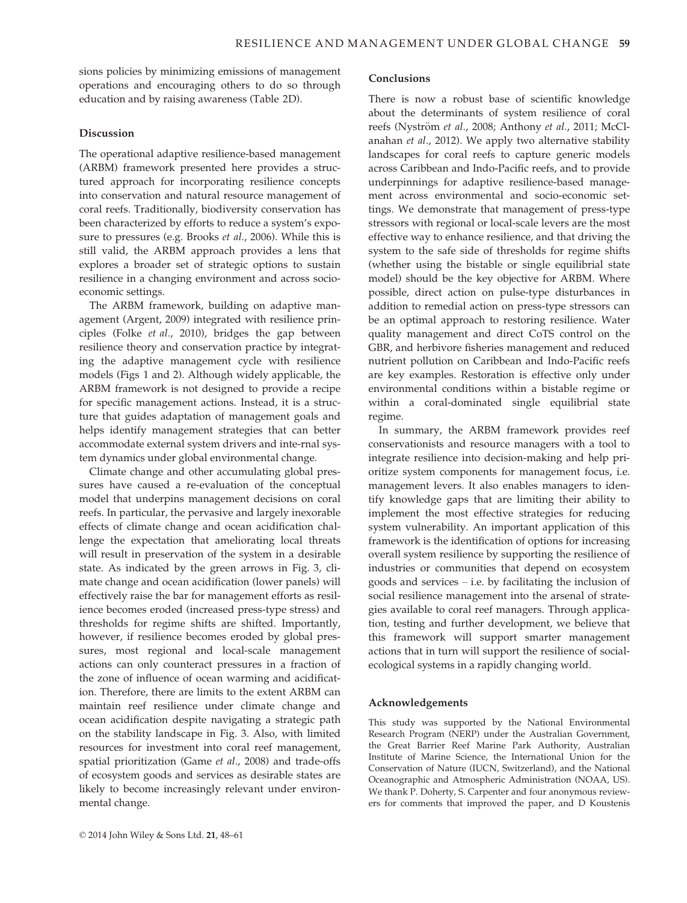sions policies by minimizing emissions of management operations and encouraging others to do so through education and by raising awareness (Table 2D).

## Discussion

The operational adaptive resilience-based management (ARBM) framework presented here provides a structured approach for incorporating resilience concepts into conservation and natural resource management of coral reefs. Traditionally, biodiversity conservation has been characterized by efforts to reduce a system's exposure to pressures (e.g. Brooks *et al.*, 2006). While this is still valid, the ARBM approach provides a lens that explores a broader set of strategic options to sustain resilience in a changing environment and across socioeconomic settings.

The ARBM framework, building on adaptive management (Argent, 2009) integrated with resilience principles (Folke *et al.*, 2010), bridges the gap between resilience theory and conservation practice by integrating the adaptive management cycle with resilience models (Figs 1 and 2). Although widely applicable, the ARBM framework is not designed to provide a recipe for specific management actions. Instead, it is a structure that guides adaptation of management goals and helps identify management strategies that can better accommodate external system drivers and inte-rnal system dynamics under global environmental change.

Climate change and other accumulating global pressures have caused a re-evaluation of the conceptual model that underpins management decisions on coral reefs. In particular, the pervasive and largely inexorable effects of climate change and ocean acidification challenge the expectation that ameliorating local threats will result in preservation of the system in a desirable state. As indicated by the green arrows in Fig. 3, climate change and ocean acidification (lower panels) will effectively raise the bar for management efforts as resilience becomes eroded (increased press-type stress) and thresholds for regime shifts are shifted. Importantly, however, if resilience becomes eroded by global pressures, most regional and local-scale management actions can only counteract pressures in a fraction of the zone of influence of ocean warming and acidification. Therefore, there are limits to the extent ARBM can maintain reef resilience under climate change and ocean acidification despite navigating a strategic path on the stability landscape in Fig. 3. Also, with limited resources for investment into coral reef management, spatial prioritization (Game *et al.*, 2008) and trade-offs of ecosystem goods and services as desirable states are likely to become increasingly relevant under environmental change.

## Conclusions

There is now a robust base of scientific knowledge about the determinants of system resilience of coral reefs (Nyström *et al.*, 2008; Anthony *et al.*, 2011; McClanahan *et al.*, 2012). We apply two alternative stability landscapes for coral reefs to capture generic models across Caribbean and Indo-Pacific reefs, and to provide underpinnings for adaptive resilience-based management across environmental and socio-economic settings. We demonstrate that management of press-type stressors with regional or local-scale levers are the most effective way to enhance resilience, and that driving the system to the safe side of thresholds for regime shifts (whether using the bistable or single equilibrial state model) should be the key objective for ARBM. Where possible, direct action on pulse-type disturbances in addition to remedial action on press-type stressors can be an optimal approach to restoring resilience. Water quality management and direct CoTS control on the GBR, and herbivore fisheries management and reduced nutrient pollution on Caribbean and Indo-Pacific reefs are key examples. Restoration is effective only under environmental conditions within a bistable regime or within a coral-dominated single equilibrial state regime.

In summary, the ARBM framework provides reef conservationists and resource managers with a tool to integrate resilience into decision-making and help prioritize system components for management focus, i.e. management levers. It also enables managers to identify knowledge gaps that are limiting their ability to implement the most effective strategies for reducing system vulnerability. An important application of this framework is the identification of options for increasing overall system resilience by supporting the resilience of industries or communities that depend on ecosystem goods and services – i.e. by facilitating the inclusion of social resilience management into the arsenal of strategies available to coral reef managers. Through application, testing and further development, we believe that this framework will support smarter management actions that in turn will support the resilience of social-ecological systems in a rapidly changing world.

## Acknowledgements

This study was supported by the National Environmental Research Program (NERP) under the Australian Government, the Great Barrier Reef Marine Park Authority, Australian Institute of Marine Science, the International Union for the Conservation of Nature (IUCN, Switzerland), and the National Oceanographic and Atmospheric Administration (NOAA, US). We thank P. Doherty, S. Carpenter and four anonymous reviewers for comments that improved the paper, and D Koustenis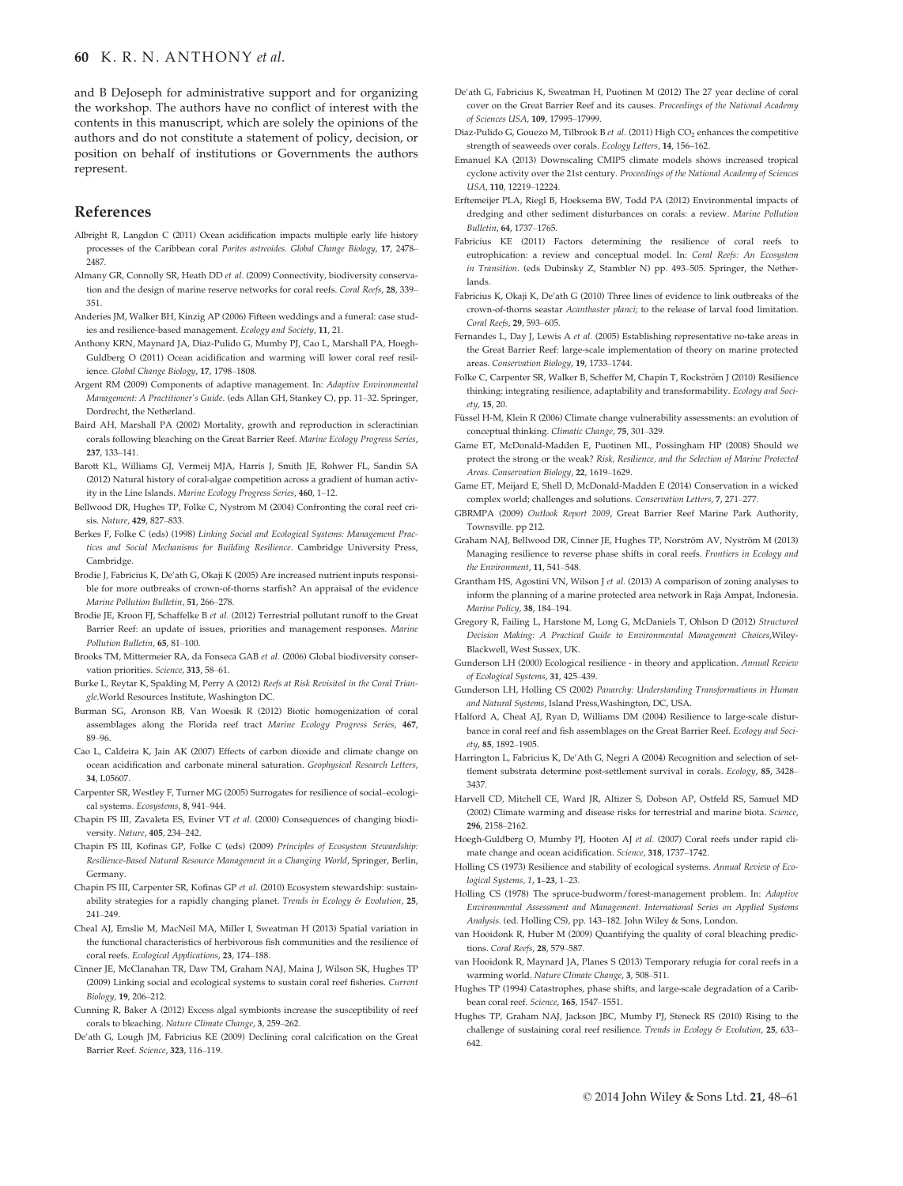and B DeJoseph for administrative support and for organizing the workshop. The authors have no conflict of interest with the contents in this manuscript, which are solely the opinions of the authors and do not constitute a statement of policy, decision, or position on behalf of institutions or Governments the authors represent.

## References

Albright R, Langdon C (2011) Ocean acidification impacts multiple early life history processes of the Caribbean coral *Porites astreoides*. *Global Change Biology*, **17**, 2478–2487.

Almany GR, Connolly SR, Heath DD *et al.* (2009) Connectivity, biodiversity conservation and the design of marine reserve networks for coral reefs. *Coral Reefs*, **28**, 339–351.

Anderies JM, Walker BH, Kinzig AP (2006) Fifteen weddings and a funeral: case studies and resilience-based management. *Ecology and Society*, **11**, 21.

Anthony KRN, Maynard JA, Diaz-Pulido G, Mumby PJ, Cao L, Marshall PA, Hoegh-Guldberg O (2011) Ocean acidification and warming will lower coral reef resilience. *Global Change Biology*, **17**, 1798–1808.

Argent RM (2009) Components of adaptive management. In: *Adaptive Environmental Management: A Practitioner's Guide*. (eds Allan GH, Stankey C), pp. 11–32. Springer, Dordrecht, the Netherland.

Baird AH, Marshall PA (2002) Mortality, growth and reproduction in scleractinian corals following bleaching on the Great Barrier Reef. *Marine Ecology Progress Series*, **237**, 133–141.

Barott KL, Williams GJ, Vermeij MJA, Harris J, Smith JE, Rohwer FL, Sandin SA (2012) Natural history of coral-algae competition across a gradient of human activity in the Line Islands. *Marine Ecology Progress Series*, **460**, 1–12.

Bellwood DR, Hughes TP, Folke C, Nystrom M (2004) Confronting the coral reef crisis. *Nature*, **429**, 827–833.

Berkes F, Folke C (eds) (1998) *Linking Social and Ecological Systems: Management Practices and Social Mechanisms for Building Resilience*. Cambridge University Press, Cambridge.

Brodie J, Fabricius K, De'ath G, Okaji K (2005) Are increased nutrient inputs responsible for more outbreaks of crown-of-thorns starfish? An appraisal of the evidence *Marine Pollution Bulletin*, **51**, 266–278.

Brodie JE, Kroon FJ, Schaffelke B *et al.* (2012) Terrestrial pollutant runoff to the Great Barrier Reef: an update of issues, priorities and management responses. *Marine Pollution Bulletin*, **65**, 81–100.

Brooks TM, Mittermeier RA, da Fonseca GAB *et al.* (2006) Global biodiversity conservation priorities. *Science*, **313**, 58–61.

Burke L, Reytar K, Spalding M, Perry A (2012) *Reefs at Risk Revisited in the Coral Triangle*.World Resources Institute, Washington DC.

Burman SG, Aronson RB, Van Woesik R (2012) Biotic homogenization of coral assemblages along the Florida reef tract *Marine Ecology Progress Series*, **467**, 89–96.

Cao L, Caldeira K, Jain AK (2007) Effects of carbon dioxide and climate change on ocean acidification and carbonate mineral saturation. *Geophysical Research Letters*, **34**, L05607.

Carpenter SR, Westley F, Turner MG (2005) Surrogates for resilience of social–ecological systems. *Ecosystems*, **8**, 941–944.

Chapin FS III, Zavaleta ES, Eviner VT *et al.* (2000) Consequences of changing biodiversity. *Nature*, **405**, 234–242.

Chapin FS III, Kofinas GP, Folke C (eds) (2009) *Principles of Ecosystem Stewardship: Resilience-Based Natural Resource Management in a Changing World*, Springer, Berlin, Germany.

Chapin FS III, Carpenter SR, Kofinas GP *et al.* (2010) Ecosystem stewardship: sustainability strategies for a rapidly changing planet. *Trends in Ecology & Evolution*, **25**, 241–249.

Cheal AJ, Emslie M, MacNeil MA, Miller I, Sweatman H (2013) Spatial variation in the functional characteristics of herbivorous fish communities and the resilience of coral reefs. *Ecological Applications*, **23**, 174–188.

Cinner JE, McClanahan TR, Daw TM, Graham NAJ, Maina J, Wilson SK, Hughes TP (2009) Linking social and ecological systems to sustain coral reef fisheries. *Current Biology*, **19**, 206–212.

Cunning R, Baker A (2012) Excess algal symbionts increase the susceptibility of reef corals to bleaching. *Nature Climate Change*, **3**, 259–262.

De'ath G, Lough JM, Fabricius KE (2009) Declining coral calcification on the Great Barrier Reef. *Science*, **323**, 116–119.

De'ath G, Fabricius K, Sweatman H, Puotinen M (2012) The 27 year decline of coral cover on the Great Barrier Reef and its causes. *Proceedings of the National Academy of Sciences USA*, **109**, 17995–17999.

Diaz-Pulido G, Gouezo M, Tilbrook B *et al.* (2011) High $CO_2$ enhances the competitive strength of seaweeds over corals. *Ecology Letters*, **14**, 156–162.

Emanuel KA (2013) Downscaling CMIP5 climate models shows increased tropical cyclone activity over the 21st century. *Proceedings of the National Academy of Sciences USA*, **110**, 12219–12224.

Erftemeijer PLA, Riegl B, Hoeksema BW, Todd PA (2012) Environmental impacts of dredging and other sediment disturbances on corals: a review. *Marine Pollution Bulletin*, **64**, 1737–1765.

Fabricius KE (2011) Factors determining the resilience of coral reefs to eutrophication: a review and conceptual model. In: *Coral Reefs: An Ecosystem in Transition*. (eds Dubinsky Z, Stambler N) pp. 493–505. Springer, the Netherlands.

Fabricius K, Okaji K, De'ath G (2010) Three lines of evidence to link outbreaks of the crown-of-thorns seastar *Acanthaster planci*; to the release of larval food limitation. *Coral Reefs*, **29**, 593–605.

Fernandes L, Day J, Lewis A *et al.* (2005) Establishing representative no-take areas in the Great Barrier Reef: large-scale implementation of theory on marine protected areas. *Conservation Biology*, **19**, 1733–1744.

Folke C, Carpenter SR, Walker B, Scheffer M, Chapin T, Rockström J (2010) Resilience thinking: integrating resilience, adaptability and transformability. *Ecology and Society*, **15**, 20.

Füssel H-M, Klein R (2006) Climate change vulnerability assessments: an evolution of conceptual thinking. *Climatic Change*, **75**, 301–329.

Game ET, McDonald-Madden E, Puotinen ML, Possingham HP (2008) Should we protect the strong or the weak? *Risk, Resilience, and the Selection of Marine Protected Areas*. *Conservation Biology*, **22**, 1619–1629.

Game ET, Meijard E, Shell D, McDonald-Madden E (2014) Conservation in a wicked complex world; challenges and solutions. *Conservation Letters*, **7**, 271–277.

GBRMPA (2009) *Outlook Report 2009*, Great Barrier Reef Marine Park Authority, Townsville. pp 212.

Graham NAJ, Bellwood DR, Cinner JE, Hughes TP, Norström AV, Nyström M (2013) Managing resilience to reverse phase shifts in coral reefs. *Frontiers in Ecology and the Environment*, **11**, 541–548.

Grantham HS, Agostini VN, Wilson J *et al.* (2013) A comparison of zoning analyses to inform the planning of a marine protected area network in Raja Ampat, Indonesia. *Marine Policy*, **38**, 184–194.

Gregory R, Failing L, Harstone M, Long G, McDaniels T, Ohlson D (2012) *Structured Decision Making: A Practical Guide to Environmental Management Choices*,Wiley-Blackwell, West Sussex, UK.

Gunderson LH (2000) Ecological resilience - in theory and application. *Annual Review of Ecological Systems*, **31**, 425–439.

Gunderson LH, Holling CS (2002) *Panarchy: Understanding Transformations in Human and Natural Systems*, Island Press,Washington, DC, USA.

Halford A, Cheal AJ, Ryan D, Williams DM (2004) Resilience to large-scale disturbance in coral reef and fish assemblages on the Great Barrier Reef. *Ecology and Society*, **85**, 1892–1905.

Harrington L, Fabricius K, De'Ath G, Negri A (2004) Recognition and selection of settlement substrata determine post-settlement survival in corals. *Ecology*, **85**, 3428–3437.

Harvell CD, Mitchell CE, Ward JR, Altizer S, Dobson AP, Ostfeld RS, Samuel MD (2002) Climate warming and disease risks for terrestrial and marine biota. *Science*, **296**, 2158–2162.

Hoegh-Guldberg O, Mumby PJ, Hooten AJ *et al.* (2007) Coral reefs under rapid climate change and ocean acidification. *Science*, **318**, 1737–1742.

Holling CS (1973) Resilience and stability of ecological systems. *Annual Review of Ecological Systems, 1*, **1–23**, 1–23.

Holling CS (1978) The spruce-budworm/forest-management problem. In: *Adaptive Environmental Assessment and Management. International Series on Applied Systems Analysis*. (ed. Holling CS), pp. 143–182. John Wiley & Sons, London.

van Hooidonk R, Huber M (2009) Quantifying the quality of coral bleaching predictions. *Coral Reefs*, **28**, 579–587.

van Hooidonk R, Maynard JA, Planes S (2013) Temporary refugia for coral reefs in a warming world. *Nature Climate Change*, **3**, 508–511.

Hughes TP (1994) Catastrophes, phase shifts, and large-scale degradation of a Caribbean coral reef. *Science*, **165**, 1547–1551.

Hughes TP, Graham NAJ, Jackson JBC, Mumby PJ, Steneck RS (2010) Rising to the challenge of sustaining coral reef resilience. *Trends in Ecology & Evolution*, **25**, 633–642.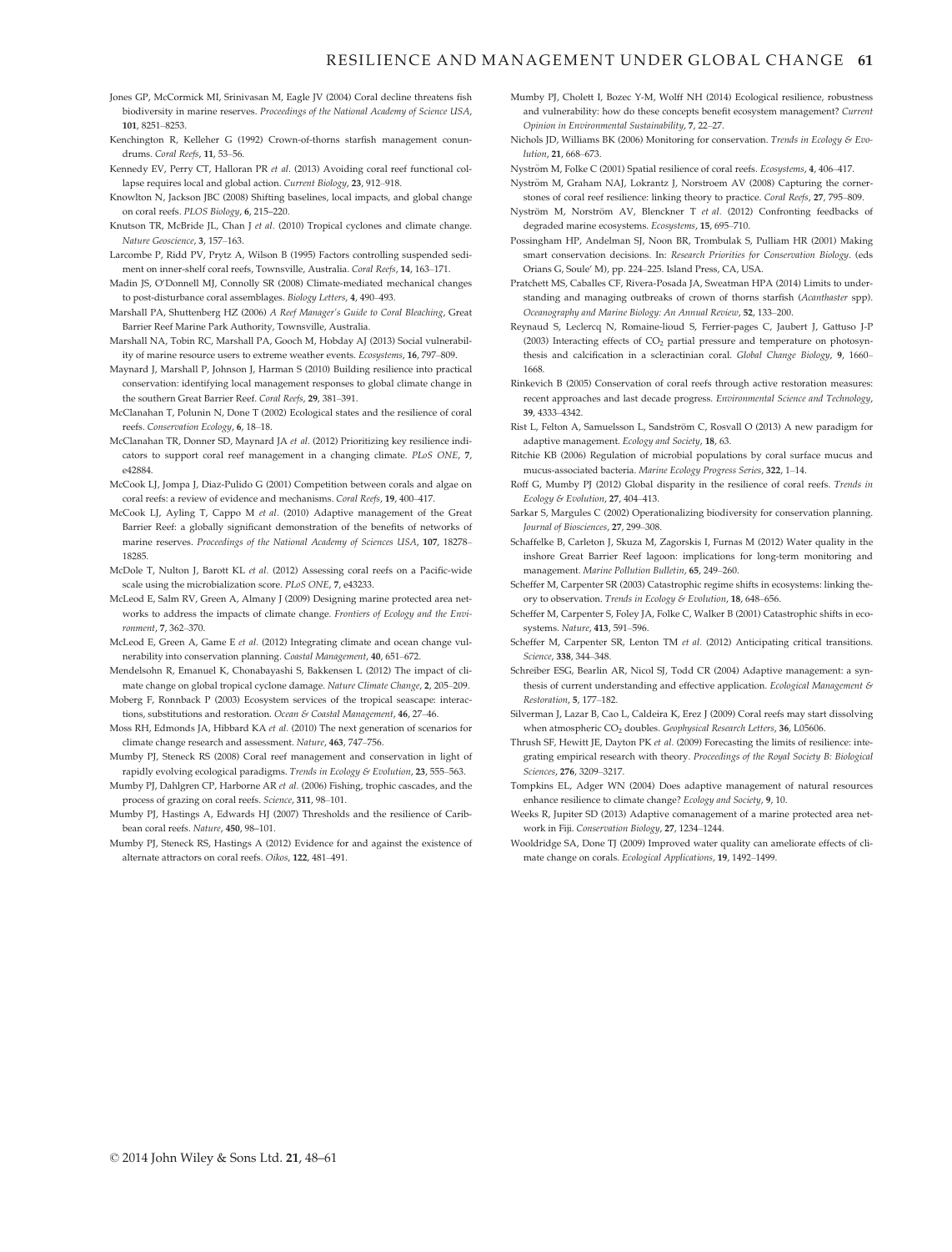Jones GP, McCormick MI, Srinivasan M, Eagle JV (2004) Coral decline threatens fish biodiversity in marine reserves. *Proceedings of the National Academy of Science USA*, **101**, 8251–8253.

Kenchington R, Kelleher G (1992) Crown-of-thorns starfish management conundrums. *Coral Reefs*, **11**, 53–56.

Kennedy EV, Perry CT, Halloran PR *et al.* (2013) Avoiding coral reef functional collapse requires local and global action. *Current Biology*, **23**, 912–918.

Knowlton N, Jackson JBC (2008) Shifting baselines, local impacts, and global change on coral reefs. *PLOS Biology*, **6**, 215–220.

Knutson TR, McBride JL, Chan J *et al.* (2010) Tropical cyclones and climate change. *Nature Geoscience*, **3**, 157–163.

Larcombe P, Ridd PV, Prytz A, Wilson B (1995) Factors controlling suspended sediment on inner-shelf coral reefs, Townsville, Australia. *Coral Reefs*, **14**, 163–171.

Madin JS, O'Donnell MJ, Connolly SR (2008) Climate-mediated mechanical changes to post-disturbance coral assemblages. *Biology Letters*, **4**, 490–493.

Marshall PA, Shuttenberg HZ (2006) *A Reef Manager's Guide to Coral Bleaching*, Great Barrier Reef Marine Park Authority, Townsville, Australia.

Marshall NA, Tobin RC, Marshall PA, Gooch M, Hobday AJ (2013) Social vulnerability of marine resource users to extreme weather events. *Ecosystems*, **16**, 797–809.

Maynard J, Marshall P, Johnson J, Harman S (2010) Building resilience into practical conservation: identifying local management responses to global climate change in the southern Great Barrier Reef. *Coral Reefs*, **29**, 381–391.

McClanahan T, Polunin N, Done T (2002) Ecological states and the resilience of coral reefs. *Conservation Ecology*, **6**, 18–18.

McClanahan TR, Donner SD, Maynard JA *et al.* (2012) Prioritizing key resilience indicators to support coral reef management in a changing climate. *PLoS ONE*, **7**, e42884.

McCook LJ, Jompa J, Diaz-Pulido G (2001) Competition between corals and algae on coral reefs: a review of evidence and mechanisms. *Coral Reefs*, **19**, 400–417.

McCook LJ, Ayling T, Cappo M *et al.* (2010) Adaptive management of the Great Barrier Reef: a globally significant demonstration of the benefits of networks of marine reserves. *Proceedings of the National Academy of Sciences USA*, **107**, 18278–18285.

McDole T, Nulton J, Barott KL *et al.* (2012) Assessing coral reefs on a Pacific-wide scale using the microbialization score. *PLoS ONE*, **7**, e43233.

McLeod E, Salm RV, Green A, Almany J (2009) Designing marine protected area networks to address the impacts of climate change. *Frontiers of Ecology and the Environment*, **7**, 362–370.

McLeod E, Green A, Game E *et al.* (2012) Integrating climate and ocean change vulnerability into conservation planning. *Coastal Management*, **40**, 651–672.

Mendelsohn R, Emanuel K, Chonabayashi S, Bakkensen L (2012) The impact of climate change on global tropical cyclone damage. *Nature Climate Change*, **2**, 205–209.

Moberg F, Ronnback P (2003) Ecosystem services of the tropical seascape: interactions, substitutions and restoration. *Ocean & Coastal Management*, **46**, 27–46.

Moss RH, Edmonds JA, Hibbard KA *et al.* (2010) The next generation of scenarios for climate change research and assessment. *Nature*, **463**, 747–756.

Mumby PJ, Steneck RS (2008) Coral reef management and conservation in light of rapidly evolving ecological paradigms. *Trends in Ecology & Evolution*, **23**, 555–563.

Mumby PJ, Dahlgren CP, Harborne AR *et al.* (2006) Fishing, trophic cascades, and the process of grazing on coral reefs. *Science*, **311**, 98–101.

Mumby PJ, Hastings A, Edwards HJ (2007) Thresholds and the resilience of Caribbean coral reefs. *Nature*, **450**, 98–101.

Mumby PJ, Steneck RS, Hastings A (2012) Evidence for and against the existence of alternate attractors on coral reefs. *Oikos*, **122**, 481–491.

Mumby PJ, Cholett I, Bozec Y-M, Wolff NH (2014) Ecological resilience, robustness and vulnerability: how do these concepts benefit ecosystem management? *Current Opinion in Environmental Sustainability*, **7**, 22–27.

Nichols JD, Williams BK (2006) Monitoring for conservation. *Trends in Ecology & Evolution*, **21**, 668–673.

Nyström M, Folke C (2001) Spatial resilience of coral reefs. *Ecosystems*, **4**, 406–417.

Nyström M, Graham NAJ, Lokrantz J, Norstroem AV (2008) Capturing the cornerstones of coral reef resilience: linking theory to practice. *Coral Reefs*, **27**, 795–809.

Nyström M, Norström AV, Blenckner T *et al.* (2012) Confronting feedbacks of degraded marine ecosystems. *Ecosystems*, **15**, 695–710.

Possingham HP, Andelman SJ, Noon BR, Trombulak S, Pulliam HR (2001) Making smart conservation decisions. In: *Research Priorities for Conservation Biology*. (eds Orians G, Soule' M), pp. 224–225. Island Press, CA, USA.

Pratchett MS, Caballes CF, Rivera-Posada JA, Sweatman HPA (2014) Limits to understanding and managing outbreaks of crown of thorns starfish (*Acanthaster* spp). *Oceanography and Marine Biology: An Annual Review*, **52**, 133–200.

Reynaud S, Leclercq N, Romaine-lioud S, Ferrier-pages C, Jaubert J, Gattuso J-P (2003) Interacting effects of $CO_2$ partial pressure and temperature on photosynthesis and calcification in a scleractinian coral. *Global Change Biology*, **9**, 1660–1668.

Rinkevich B (2005) Conservation of coral reefs through active restoration measures: recent approaches and last decade progress. *Environmental Science and Technology*, **39**, 4333–4342.

Rist L, Felton A, Samuelsson L, Sandström C, Rosvall O (2013) A new paradigm for adaptive management. *Ecology and Society*, **18**, 63.

Ritchie KB (2006) Regulation of microbial populations by coral surface mucus and mucus-associated bacteria. *Marine Ecology Progress Series*, **322**, 1–14.

Roff G, Mumby PJ (2012) Global disparity in the resilience of coral reefs. *Trends in Ecology & Evolution*, **27**, 404–413.

Sarkar S, Margules C (2002) Operationalizing biodiversity for conservation planning. *Journal of Biosciences*, **27**, 299–308.

Schaffelke B, Carleton J, Skuza M, Zagorskis I, Furnas M (2012) Water quality in the inshore Great Barrier Reef lagoon: implications for long-term monitoring and management. *Marine Pollution Bulletin*, **65**, 249–260.

Scheffer M, Carpenter SR (2003) Catastrophic regime shifts in ecosystems: linking theory to observation. *Trends in Ecology & Evolution*, **18**, 648–656.

Scheffer M, Carpenter S, Foley JA, Folke C, Walker B (2001) Catastrophic shifts in ecosystems. *Nature*, **413**, 591–596.

Scheffer M, Carpenter SR, Lenton TM *et al.* (2012) Anticipating critical transitions. *Science*, **338**, 344–348.

Schreiber ESG, Bearlin AR, Nicol SJ, Todd CR (2004) Adaptive management: a synthesis of current understanding and effective application. *Ecological Management & Restoration*, **5**, 177–182.

Silverman J, Lazar B, Cao L, Caldeira K, Erez J (2009) Coral reefs may start dissolving when atmospheric $CO_2$ doubles. *Geophysical Research Letters*, **36**, L05606.

Thrush SF, Hewitt JE, Dayton PK *et al.* (2009) Forecasting the limits of resilience: integrating empirical research with theory. *Proceedings of the Royal Society B: Biological Sciences*, **276**, 3209–3217.

Tompkins EL, Adger WN (2004) Does adaptive management of natural resources enhance resilience to climate change? *Ecology and Society*, **9**, 10.

Weeks R, Jupiter SD (2013) Adaptive comanagement of a marine protected area network in Fiji. *Conservation Biology*, **27**, 1234–1244.

Wooldridge SA, Done TJ (2009) Improved water quality can ameliorate effects of climate change on corals. *Ecological Applications*, **19**, 1492–1499.